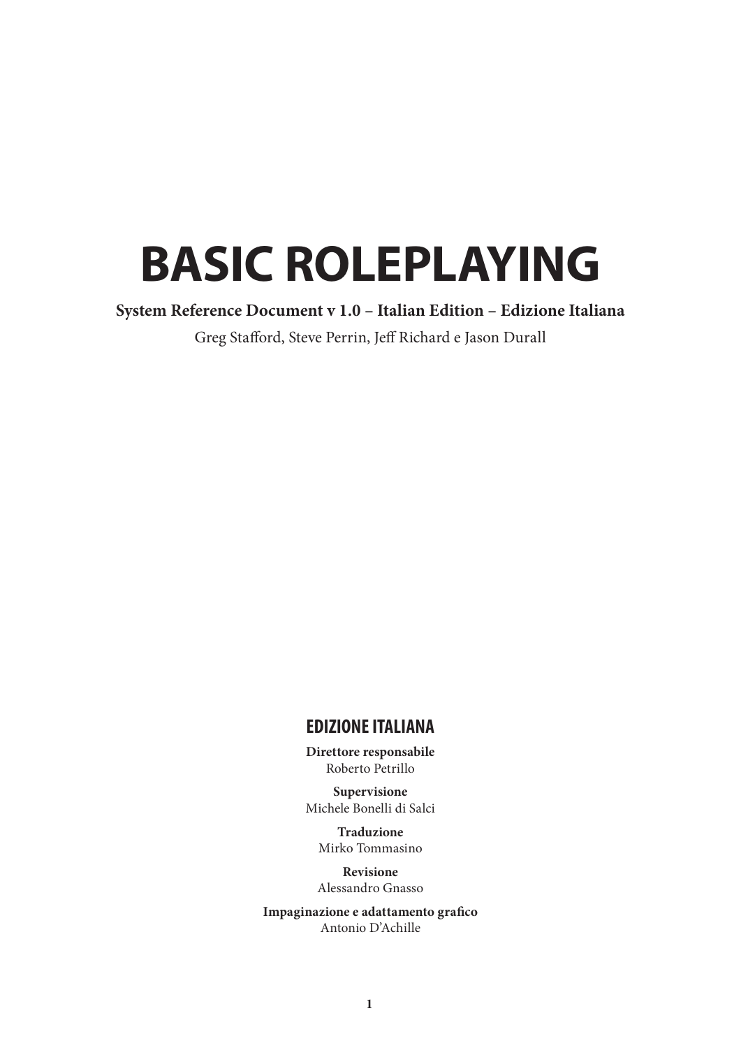# BASIC ROLEPLAYING

**System Reference Document v 1.0 – Italian Edition – Edizione Italiana**

Greg Stafford, Steve Perrin, Jeff Richard e Jason Durall

## EDIZIONE ITALIANA

**Direttore responsabile**
Roberto Petrillo

**Supervisione**
Michele Bonelli di Salci

**Traduzione**
Mirko Tommasino

**Revisione**
Alessandro Gnasso

**Impaginazione e adattamento grafico**
Antonio D'Achille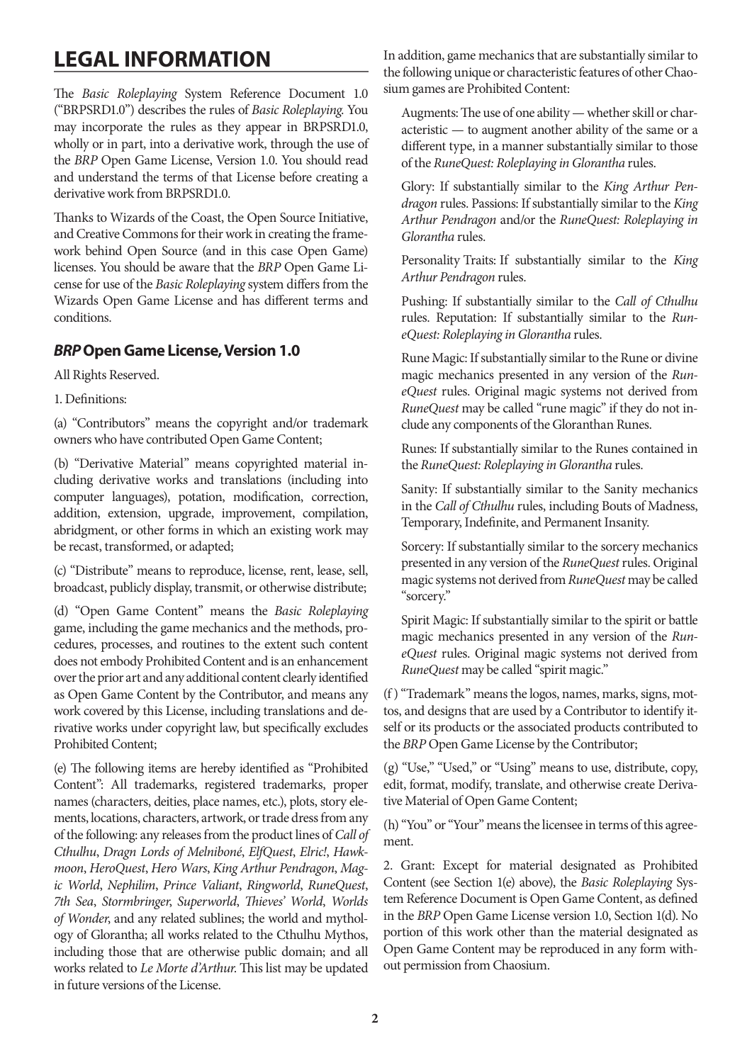# LEGAL INFORMATION

The *Basic Roleplaying* System Reference Document 1.0 ("BRPSRD1.0") describes the rules of *Basic Roleplaying.* You may incorporate the rules as they appear in BRPSRD1.0, wholly or in part, into a derivative work, through the use of the *BRP* Open Game License, Version 1.0. You should read and understand the terms of that License before creating a derivative work from BRPSRD1.0.

Thanks to Wizards of the Coast, the Open Source Initiative, and Creative Commons for their work in creating the framework behind Open Source (and in this case Open Game) licenses. You should be aware that the *BRP* Open Game License for use of the *Basic Roleplaying* system differs from the Wizards Open Game License and has different terms and conditions.

## *BRP* Open Game License, Version 1.0

All Rights Reserved.

1. Definitions:

(a) "Contributors" means the copyright and/or trademark owners who have contributed Open Game Content;

(b) "Derivative Material" means copyrighted material including derivative works and translations (including into computer languages), potation, modification, correction, addition, extension, upgrade, improvement, compilation, abridgment, or other forms in which an existing work may be recast, transformed, or adapted;

(c) "Distribute" means to reproduce, license, rent, lease, sell, broadcast, publicly display, transmit, or otherwise distribute;

(d) "Open Game Content" means the *Basic Roleplaying* game, including the game mechanics and the methods, procedures, processes, and routines to the extent such content does not embody Prohibited Content and is an enhancement over the prior art and any additional content clearly identified as Open Game Content by the Contributor, and means any work covered by this License, including translations and derivative works under copyright law, but specifically excludes Prohibited Content;

(e) The following items are hereby identified as "Prohibited Content": All trademarks, registered trademarks, proper names (characters, deities, place names, etc.), plots, story elements, locations, characters, artwork, or trade dress from any of the following: any releases from the product lines of *Call of Cthulhu*, *Dragn Lords of Melniboné*, *ElfQuest*, *Elric!*, *Hawkmoon*, *HeroQuest*, *Hero Wars*, *King Arthur Pendragon*, *Magic World*, *Nephilim*, *Prince Valiant*, *Ringworld*, *RuneQuest*, *7th Sea*, *Stormbringer*, *Superworld*, *Thieves' World*, *Worlds of Wonder*, and any related sublines; the world and mythology of Glorantha; all works related to the Cthulhu Mythos, including those that are otherwise public domain; and all works related to *Le Morte d'Arthur*. This list may be updated in future versions of the License.

In addition, game mechanics that are substantially similar to the following unique or characteristic features of other Chaosium games are Prohibited Content:

Augments: The use of one ability — whether skill or characteristic — to augment another ability of the same or a different type, in a manner substantially similar to those of the *RuneQuest: Roleplaying in Glorantha* rules.

Glory: If substantially similar to the *King Arthur Pendragon* rules. Passions: If substantially similar to the *King Arthur Pendragon* and/or the *RuneQuest: Roleplaying in Glorantha* rules.

Personality Traits: If substantially similar to the *King Arthur Pendragon* rules.

Pushing: If substantially similar to the *Call of Cthulhu* rules. Reputation: If substantially similar to the *RuneQuest: Roleplaying in Glorantha* rules.

Rune Magic: If substantially similar to the Rune or divine magic mechanics presented in any version of the *RuneQuest* rules. Original magic systems not derived from *RuneQuest* may be called "rune magic" if they do not include any components of the Gloranthan Runes.

Runes: If substantially similar to the Runes contained in the *RuneQuest: Roleplaying in Glorantha* rules.

Sanity: If substantially similar to the Sanity mechanics in the *Call of Cthulhu* rules, including Bouts of Madness, Temporary, Indefinite, and Permanent Insanity.

Sorcery: If substantially similar to the sorcery mechanics presented in any version of the *RuneQuest* rules. Original magic systems not derived from *RuneQuest* may be called "sorcery."

Spirit Magic: If substantially similar to the spirit or battle magic mechanics presented in any version of the *RuneQuest* rules. Original magic systems not derived from *RuneQuest* may be called "spirit magic."

(f) "Trademark" means the logos, names, marks, signs, mottos, and designs that are used by a Contributor to identify itself or its products or the associated products contributed to the *BRP* Open Game License by the Contributor;

(g) "Use," "Used," or "Using" means to use, distribute, copy, edit, format, modify, translate, and otherwise create Derivative Material of Open Game Content;

(h) "You" or "Your" means the licensee in terms of this agreement.

2. Grant: Except for material designated as Prohibited Content (see Section 1(e) above), the *Basic Roleplaying* System Reference Document is Open Game Content, as defined in the *BRP* Open Game License version 1.0, Section 1(d). No portion of this work other than the material designated as Open Game Content may be reproduced in any form without permission from Chaosium.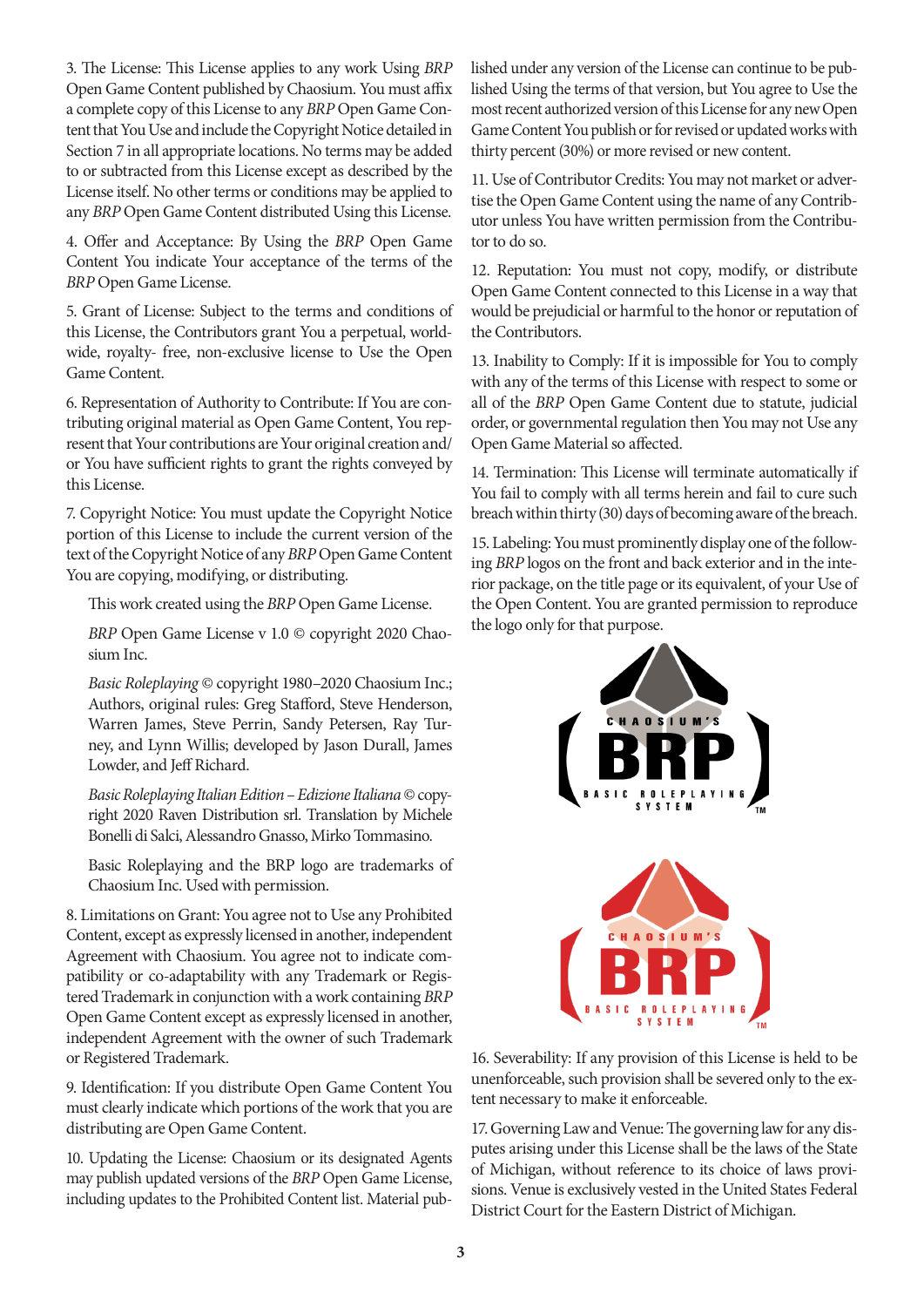3. The License: This License applies to any work Using *BRP* Open Game Content published by Chaosium. You must affix a complete copy of this License to any *BRP* Open Game Content that You Use and include the Copyright Notice detailed in Section 7 in all appropriate locations. No terms may be added to or subtracted from this License except as described by the License itself. No other terms or conditions may be applied to any *BRP* Open Game Content distributed Using this License.

4. Offer and Acceptance: By Using the *BRP* Open Game Content You indicate Your acceptance of the terms of the *BRP* Open Game License.

5. Grant of License: Subject to the terms and conditions of this License, the Contributors grant You a perpetual, worldwide, royalty- free, non-exclusive license to Use the Open Game Content.

6. Representation of Authority to Contribute: If You are contributing original material as Open Game Content, You represent that Your contributions are Your original creation and/or You have sufficient rights to grant the rights conveyed by this License.

7. Copyright Notice: You must update the Copyright Notice portion of this License to include the current version of the text of the Copyright Notice of any *BRP* Open Game Content You are copying, modifying, or distributing.

This work created using the *BRP* Open Game License.

*BRP* Open Game License v 1.0 © copyright 2020 Chaosium Inc.

*Basic Roleplaying* © copyright 1980–2020 Chaosium Inc.; Authors, original rules: Greg Stafford, Steve Henderson, Warren James, Steve Perrin, Sandy Petersen, Ray Turney, and Lynn Willis; developed by Jason Durall, James Lowder, and Jeff Richard.

*Basic Roleplaying Italian Edition – Edizione Italiana* © copyright 2020 Raven Distribution srl. Translation by Michele Bonelli di Salci, Alessandro Gnasso, Mirko Tommasino.

Basic Roleplaying and the BRP logo are trademarks of Chaosium Inc. Used with permission.

8. Limitations on Grant: You agree not to Use any Prohibited Content, except as expressly licensed in another, independent Agreement with Chaosium. You agree not to indicate compatibility or co-adaptability with any Trademark or Registered Trademark in conjunction with a work containing *BRP* Open Game Content except as expressly licensed in another, independent Agreement with the owner of such Trademark or Registered Trademark.

9. Identification: If you distribute Open Game Content You must clearly indicate which portions of the work that you are distributing are Open Game Content.

10. Updating the License: Chaosium or its designated Agents may publish updated versions of the *BRP* Open Game License, including updates to the Prohibited Content list. Material published under any version of the License can continue to be published Using the terms of that version, but You agree to Use the most recent authorized version of this License for any new Open Game Content You publish or for revised or updated works with thirty percent (30%) or more revised or new content.

11. Use of Contributor Credits: You may not market or advertise the Open Game Content using the name of any Contributor unless You have written permission from the Contributor to do so.

12. Reputation: You must not copy, modify, or distribute Open Game Content connected to this License in a way that would be prejudicial or harmful to the honor or reputation of the Contributors.

13. Inability to Comply: If it is impossible for You to comply with any of the terms of this License with respect to some or all of the *BRP* Open Game Content due to statute, judicial order, or governmental regulation then You may not Use any Open Game Material so affected.

14. Termination: This License will terminate automatically if You fail to comply with all terms herein and fail to cure such breach within thirty (30) days of becoming aware of the breach.

15. Labeling: You must prominently display one of the following *BRP* logos on the front and back exterior and in the interior package, on the title page or its equivalent, of your Use of the Open Content. You are granted permission to reproduce the logo only for that purpose.

CHAOSIUM'S BRP BASIC ROLEPLAYING SYSTEM TM

CHAOSIUM'S BRP BASIC ROLEPLAYING SYSTEM TM

16. Severability: If any provision of this License is held to be unenforceable, such provision shall be severed only to the extent necessary to make it enforceable.

17. Governing Law and Venue: The governing law for any disputes arising under this License shall be the laws of the State of Michigan, without reference to its choice of laws provisions. Venue is exclusively vested in the United States Federal District Court for the Eastern District of Michigan.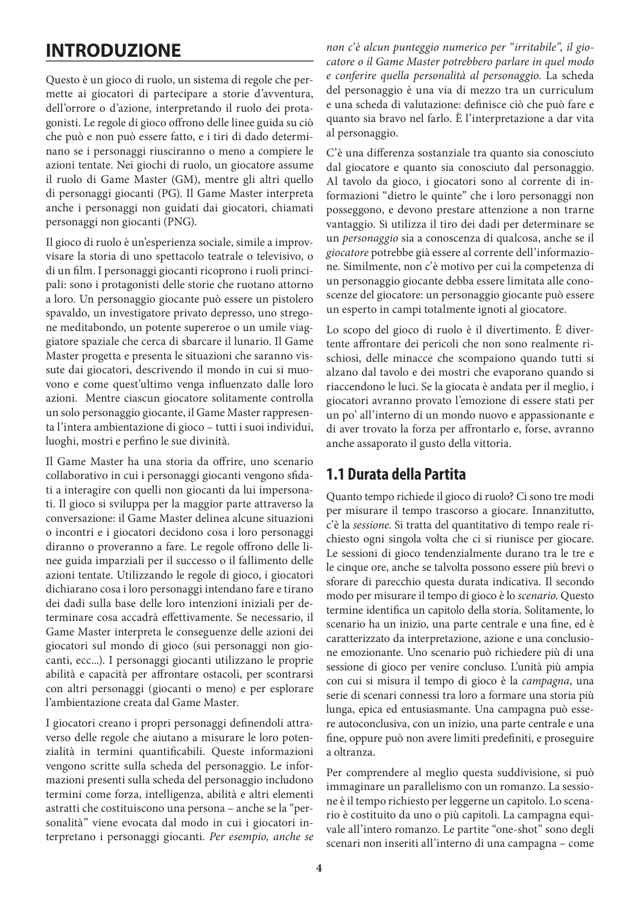# INTRODUZIONE

Questo è un gioco di ruolo, un sistema di regole che permette ai giocatori di partecipare a storie d'avventura, dell'orrore o d'azione, interpretando il ruolo dei protagonisti. Le regole di gioco offrono delle linee guida su ciò che può e non può essere fatto, e i tiri di dado determinano se i personaggi riusciranno o meno a compiere le azioni tentate. Nei giochi di ruolo, un giocatore assume il ruolo di Game Master (GM), mentre gli altri quello di personaggi giocanti (PG). Il Game Master interpreta anche i personaggi non guidati dai giocatori, chiamati personaggi non giocanti (PNG).

Il gioco di ruolo è un'esperienza sociale, simile a improvvisare la storia di uno spettacolo teatrale o televisivo, o di un film. I personaggi giocanti ricoprono i ruoli principali: sono i protagonisti delle storie che ruotano attorno a loro. Un personaggio giocante può essere un pistolero spavaldo, un investigatore privato depresso, uno stregone meditabondo, un potente supereroe o un umile viaggiatore spaziale che cerca di sbarcare il lunario. Il Game Master progetta e presenta le situazioni che saranno vissute dai giocatori, descrivendo il mondo in cui si muovono e come quest'ultimo venga influenzato dalle loro azioni. Mentre ciascun giocatore solitamente controlla un solo personaggio giocante, il Game Master rappresenta l'intera ambientazione di gioco – tutti i suoi individui, luoghi, mostri e perfino le sue divinità.

Il Game Master ha una storia da offrire, uno scenario collaborativo in cui i personaggi giocanti vengono sfidati a interagire con quelli non giocanti da lui impersonati. Il gioco si sviluppa per la maggior parte attraverso la conversazione: il Game Master delinea alcune situazioni o incontri e i giocatori decidono cosa i loro personaggi diranno o proveranno a fare. Le regole offrono delle linee guida imparziali per il successo o il fallimento delle azioni tentate. Utilizzando le regole di gioco, i giocatori dichiarano cosa i loro personaggi intendano fare e tirano dei dadi sulla base delle loro intenzioni iniziali per determinare cosa accadrà effettivamente. Se necessario, il Game Master interpreta le conseguenze delle azioni dei giocatori sul mondo di gioco (sui personaggi non giocanti, ecc...). I personaggi giocanti utilizzano le proprie abilità e capacità per affrontare ostacoli, per scontrarsi con altri personaggi (giocanti o meno) e per esplorare l'ambientazione creata dal Game Master.

I giocatori creano i propri personaggi definendoli attraverso delle regole che aiutano a misurare le loro potenzialità in termini quantificabili. Queste informazioni vengono scritte sulla scheda del personaggio. Le informazioni presenti sulla scheda del personaggio includono termini come forza, intelligenza, abilità e altri elementi astratti che costituiscono una persona – anche se la "personalità" viene evocata dal modo in cui i giocatori interpretano i personaggi giocanti. *Per esempio, anche se non c'è alcun punteggio numerico per "irritabile", il giocatore o il Game Master potrebbero parlare in quel modo e conferire quella personalità al personaggio.* La scheda del personaggio è una via di mezzo tra un curriculum e una scheda di valutazione: definisce ciò che può fare e quanto sia bravo nel farlo. È l'interpretazione a dar vita al personaggio.

C'è una differenza sostanziale tra quanto sia conosciuto dal giocatore e quanto sia conosciuto dal personaggio. Al tavolo da gioco, i giocatori sono al corrente di informazioni "dietro le quinte" che i loro personaggi non posseggono, e devono prestare attenzione a non trarne vantaggio. Si utilizza il tiro dei dadi per determinare se un *personaggio* sia a conoscenza di qualcosa, anche se il *giocatore* potrebbe già essere al corrente dell'informazione. Similmente, non c'è motivo per cui la competenza di un personaggio giocante debba essere limitata alle conoscenze del giocatore: un personaggio giocante può essere un esperto in campi totalmente ignoti al giocatore.

Lo scopo del gioco di ruolo è il divertimento. È divertente affrontare dei pericoli che non sono realmente rischiosi, delle minacce che scompaiono quando tutti si alzano dal tavolo e dei mostri che evaporano quando si riaccendono le luci. Se la giocata è andata per il meglio, i giocatori avranno provato l'emozione di essere stati per un po' all'interno di un mondo nuovo e appassionante e di aver trovato la forza per affrontarlo e, forse, avranno anche assaporato il gusto della vittoria.

## 1.1 Durata della Partita

Quanto tempo richiede il gioco di ruolo? Ci sono tre modi per misurare il tempo trascorso a giocare. Innanzitutto, c'è la *sessione*. Si tratta del quantitativo di tempo reale richiesto ogni singola volta che ci si riunisce per giocare. Le sessioni di gioco tendenzialmente durano tra le tre e le cinque ore, anche se talvolta possono essere più brevi o sforare di parecchio questa durata indicativa. Il secondo modo per misurare il tempo di gioco è lo *scenario*. Questo termine identifica un capitolo della storia. Solitamente, lo scenario ha un inizio, una parte centrale e una fine, ed è caratterizzato da interpretazione, azione e una conclusione emozionante. Uno scenario può richiedere più di una sessione di gioco per venire concluso. L'unità più ampia con cui si misura il tempo di gioco è la *campagna*, una serie di scenari connessi tra loro a formare una storia più lunga, epica ed entusiasmante. Una campagna può essere autoconclusiva, con un inizio, una parte centrale e una fine, oppure può non avere limiti predefiniti, e proseguire a oltranza.

Per comprendere al meglio questa suddivisione, si può immaginare un parallelismo con un romanzo. La sessione è il tempo richiesto per leggerne un capitolo. Lo scenario è costituito da uno o più capitoli. La campagna equivale all'intero romanzo. Le partite "one-shot" sono degli scenari non inseriti all'interno di una campagna – come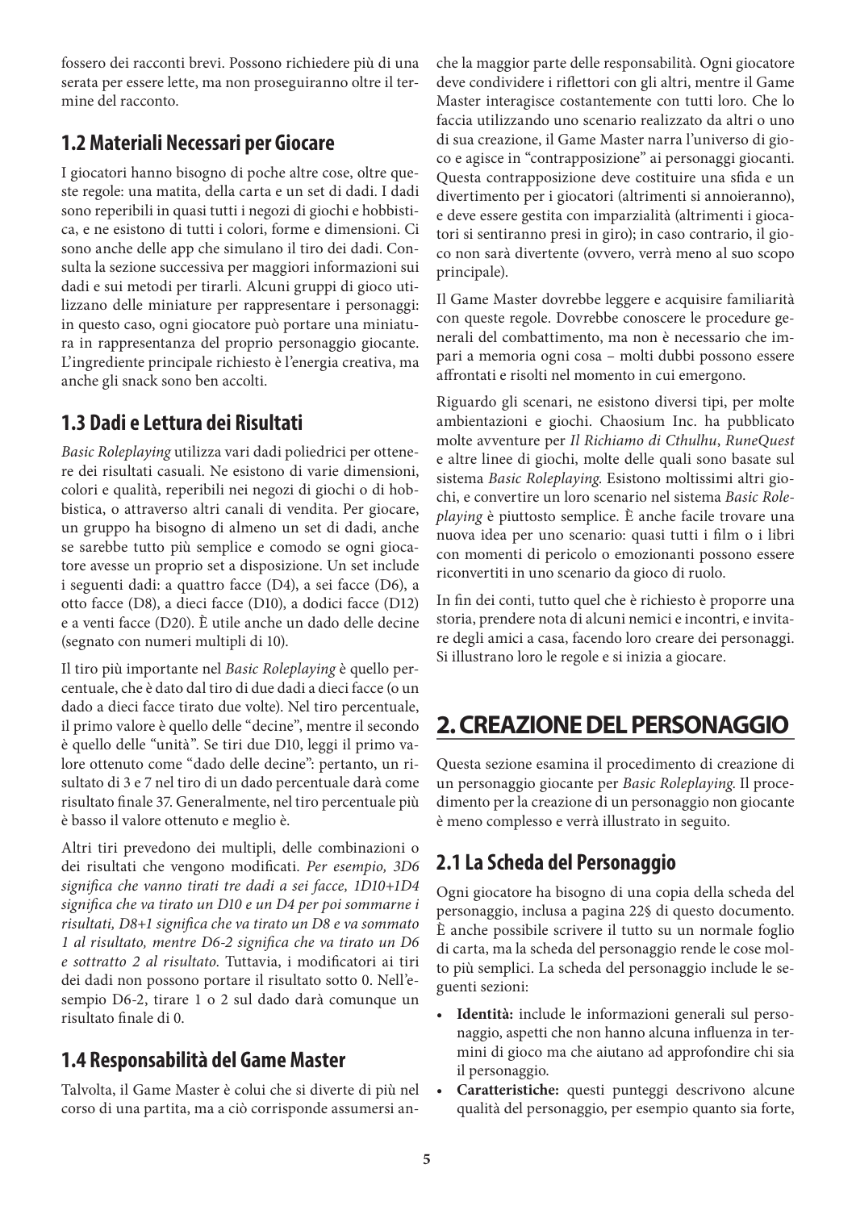fossero dei racconti brevi. Possono richiedere più di una serata per essere lette, ma non proseguiranno oltre il termine del racconto.

## 1.2 Materiali Necessari per Giocare

I giocatori hanno bisogno di poche altre cose, oltre queste regole: una matita, della carta e un set di dadi. I dadi sono reperibili in quasi tutti i negozi di giochi e hobbistica, e ne esistono di tutti i colori, forme e dimensioni. Ci sono anche delle app che simulano il tiro dei dadi. Consulta la sezione successiva per maggiori informazioni sui dadi e sui metodi per tirarli. Alcuni gruppi di gioco utilizzano delle miniature per rappresentare i personaggi: in questo caso, ogni giocatore può portare una miniatura in rappresentanza del proprio personaggio giocante. L'ingrediente principale richiesto è l'energia creativa, ma anche gli snack sono ben accolti.

## 1.3 Dadi e Lettura dei Risultati

*Basic Roleplaying* utilizza vari dadi poliedrici per ottenere dei risultati casuali. Ne esistono di varie dimensioni, colori e qualità, reperibili nei negozi di giochi o di hobbistica, o attraverso altri canali di vendita. Per giocare, un gruppo ha bisogno di almeno un set di dadi, anche se sarebbe tutto più semplice e comodo se ogni giocatore avesse un proprio set a disposizione. Un set include i seguenti dadi: a quattro facce (D4), a sei facce (D6), a otto facce (D8), a dieci facce (D10), a dodici facce (D12) e a venti facce (D20). È utile anche un dado delle decine (segnato con numeri multipli di 10).

Il tiro più importante nel *Basic Roleplaying* è quello percentuale, che è dato dal tiro di due dadi a dieci facce (o un dado a dieci facce tirato due volte). Nel tiro percentuale, il primo valore è quello delle "decine", mentre il secondo è quello delle "unità". Se tiri due D10, leggi il primo valore ottenuto come "dado delle decine": pertanto, un risultato di 3 e 7 nel tiro di un dado percentuale darà come risultato finale 37. Generalmente, nel tiro percentuale più è basso il valore ottenuto e meglio è.

Altri tiri prevedono dei multipli, delle combinazioni o dei risultati che vengono modificati. *Per esempio, 3D6 significa che vanno tirati tre dadi a sei facce, 1D10+1D4 significa che va tirato un D10 e un D4 per poi sommarne i risultati, D8+1 significa che va tirato un D8 e va sommato 1 al risultato, mentre D6-2 significa che va tirato un D6 e sottratto 2 al risultato*. Tuttavia, i modificatori ai tiri dei dadi non possono portare il risultato sotto 0. Nell'esempio D6-2, tirare 1 o 2 sul dado darà comunque un risultato finale di 0.

## 1.4 Responsabilità del Game Master

Talvolta, il Game Master è colui che si diverte di più nel corso di una partita, ma a ciò corrisponde assumersi anche la maggior parte delle responsabilità. Ogni giocatore deve condividere i riflettori con gli altri, mentre il Game Master interagisce costantemente con tutti loro. Che lo faccia utilizzando uno scenario realizzato da altri o uno di sua creazione, il Game Master narra l'universo di gioco e agisce in "contrapposizione" ai personaggi giocanti. Questa contrapposizione deve costituire una sfida e un divertimento per i giocatori (altrimenti si annoieranno), e deve essere gestita con imparzialità (altrimenti i giocatori si sentiranno presi in giro); in caso contrario, il gioco non sarà divertente (ovvero, verrà meno al suo scopo principale).

Il Game Master dovrebbe leggere e acquisire familiarità con queste regole. Dovrebbe conoscere le procedure generali del combattimento, ma non è necessario che impari a memoria ogni cosa – molti dubbi possono essere affrontati e risolti nel momento in cui emergono.

Riguardo gli scenari, ne esistono diversi tipi, per molte ambientazioni e giochi. Chaosium Inc. ha pubblicato molte avventure per *Il Richiamo di Cthulhu*, *RuneQuest* e altre linee di giochi, molte delle quali sono basate sul sistema *Basic Roleplaying*. Esistono moltissimi altri giochi, e convertire un loro scenario nel sistema *Basic Roleplaying* è piuttosto semplice. È anche facile trovare una nuova idea per uno scenario: quasi tutti i film o i libri con momenti di pericolo o emozionanti possono essere riconvertiti in uno scenario da gioco di ruolo.

In fin dei conti, tutto quel che è richiesto è proporre una storia, prendere nota di alcuni nemici e incontri, e invitare degli amici a casa, facendo loro creare dei personaggi. Si illustrano loro le regole e si inizia a giocare.

# 2. CREAZIONE DEL PERSONAGGIO

Questa sezione esamina il procedimento di creazione di un personaggio giocante per *Basic Roleplaying*. Il procedimento per la creazione di un personaggio non giocante è meno complesso e verrà illustrato in seguito.

## 2.1 La Scheda del Personaggio

Ogni giocatore ha bisogno di una copia della scheda del personaggio, inclusa a pagina 22$ di questo documento. È anche possibile scrivere il tutto su un normale foglio di carta, ma la scheda del personaggio rende le cose molto più semplici. La scheda del personaggio include le seguenti sezioni:

- **Identità:** include le informazioni generali sul personaggio, aspetti che non hanno alcuna influenza in termini di gioco ma che aiutano ad approfondire chi sia il personaggio.
- **Caratteristiche:** questi punteggi descrivono alcune qualità del personaggio, per esempio quanto sia forte,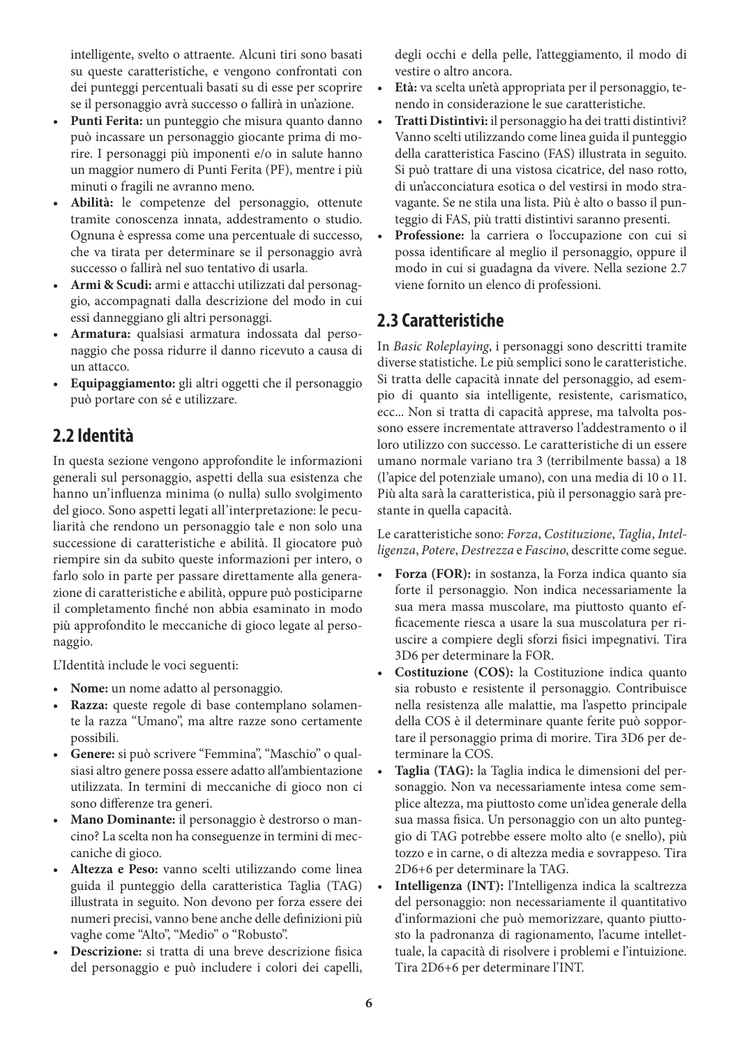intelligente, svelto o attraente. Alcuni tiri sono basati su queste caratteristiche, e vengono confrontati con dei punteggi percentuali basati su di esse per scoprire se il personaggio avrà successo o fallirà in un'azione.

- **Punti Ferita:** un punteggio che misura quanto danno può incassare un personaggio giocante prima di morire. I personaggi più imponenti e/o in salute hanno un maggior numero di Punti Ferita (PF), mentre i più minuti o fragili ne avranno meno.
- **Abilità:** le competenze del personaggio, ottenute tramite conoscenza innata, addestramento o studio. Ognuna è espressa come una percentuale di successo, che va tirata per determinare se il personaggio avrà successo o fallirà nel suo tentativo di usarla.
- **Armi & Scudi:** armi e attacchi utilizzati dal personaggio, accompagnati dalla descrizione del modo in cui essi danneggiano gli altri personaggi.
- **Armatura:** qualsiasi armatura indossata dal personaggio che possa ridurre il danno ricevuto a causa di un attacco.
- **Equipaggiamento:** gli altri oggetti che il personaggio può portare con sé e utilizzare.

## 2.2 Identità

In questa sezione vengono approfondite le informazioni generali sul personaggio, aspetti della sua esistenza che hanno un'influenza minima (o nulla) sullo svolgimento del gioco. Sono aspetti legati all'interpretazione: le peculiarità che rendono un personaggio tale e non solo una successione di caratteristiche e abilità. Il giocatore può riempire sin da subito queste informazioni per intero, o farlo solo in parte per passare direttamente alla generazione di caratteristiche e abilità, oppure può posticiparne il completamento finché non abbia esaminato in modo più approfondito le meccaniche di gioco legate al personaggio.

L'Identità include le voci seguenti:

- **Nome:** un nome adatto al personaggio.
- **Razza:** queste regole di base contemplano solamente la razza "Umano", ma altre razze sono certamente possibili.
- **Genere:** si può scrivere "Femmina", "Maschio" o qualsiasi altro genere possa essere adatto all'ambientazione utilizzata. In termini di meccaniche di gioco non ci sono differenze tra generi.
- **Mano Dominante:** il personaggio è destrorso o mancino? La scelta non ha conseguenze in termini di meccaniche di gioco.
- **Altezza e Peso:** vanno scelti utilizzando come linea guida il punteggio della caratteristica Taglia (TAG) illustrata in seguito. Non devono per forza essere dei numeri precisi, vanno bene anche delle definizioni più vaghe come "Alto", "Medio" o "Robusto".
- **Descrizione:** si tratta di una breve descrizione fisica del personaggio e può includere i colori dei capelli, degli occhi e della pelle, l'atteggiamento, il modo di vestire o altro ancora.
- **Età:** va scelta un'età appropriata per il personaggio, tenendo in considerazione le sue caratteristiche.
- **Tratti Distintivi:** il personaggio ha dei tratti distintivi? Vanno scelti utilizzando come linea guida il punteggio della caratteristica Fascino (FAS) illustrata in seguito. Si può trattare di una vistosa cicatrice, del naso rotto, di un'acconciatura esotica o del vestirsi in modo stravagante. Se ne stila una lista. Più è alto o basso il punteggio di FAS, più tratti distintivi saranno presenti.
- **Professione:** la carriera o l'occupazione con cui si possa identificare al meglio il personaggio, oppure il modo in cui si guadagna da vivere. Nella sezione 2.7 viene fornito un elenco di professioni.

## 2.3 Caratteristiche

In *Basic Roleplaying*, i personaggi sono descritti tramite diverse statistiche. Le più semplici sono le caratteristiche. Si tratta delle capacità innate del personaggio, ad esempio di quanto sia intelligente, resistente, carismatico, ecc... Non si tratta di capacità apprese, ma talvolta possono essere incrementate attraverso l'addestramento o il loro utilizzo con successo. Le caratteristiche di un essere umano normale variano tra 3 (terribilmente bassa) a 18 (l'apice del potenziale umano), con una media di 10 o 11. Più alta sarà la caratteristica, più il personaggio sarà prestante in quella capacità.

Le caratteristiche sono: *Forza*, *Costituzione*, *Taglia*, *Intelligenza*, *Potere*, *Destrezza* e *Fascino*, descritte come segue.

- **Forza (FOR):** in sostanza, la Forza indica quanto sia forte il personaggio. Non indica necessariamente la sua mera massa muscolare, ma piuttosto quanto efficacemente riesca a usare la sua muscolatura per riuscire a compiere degli sforzi fisici impegnativi. Tira 3D6 per determinare la FOR.
- **Costituzione (COS):** la Costituzione indica quanto sia robusto e resistente il personaggio. Contribuisce nella resistenza alle malattie, ma l'aspetto principale della COS è il determinare quante ferite può sopportare il personaggio prima di morire. Tira 3D6 per determinare la COS.
- **Taglia (TAG):** la Taglia indica le dimensioni del personaggio. Non va necessariamente intesa come semplice altezza, ma piuttosto come un'idea generale della sua massa fisica. Un personaggio con un alto punteggio di TAG potrebbe essere molto alto (e snello), più tozzo e in carne, o di altezza media e sovrappeso. Tira 2D6+6 per determinare la TAG.
- **Intelligenza (INT):** l'Intelligenza indica la scaltrezza del personaggio: non necessariamente il quantitativo d'informazioni che può memorizzare, quanto piuttosto la padronanza di ragionamento, l'acume intellettuale, la capacità di risolvere i problemi e l'intuizione. Tira 2D6+6 per determinare l'INT.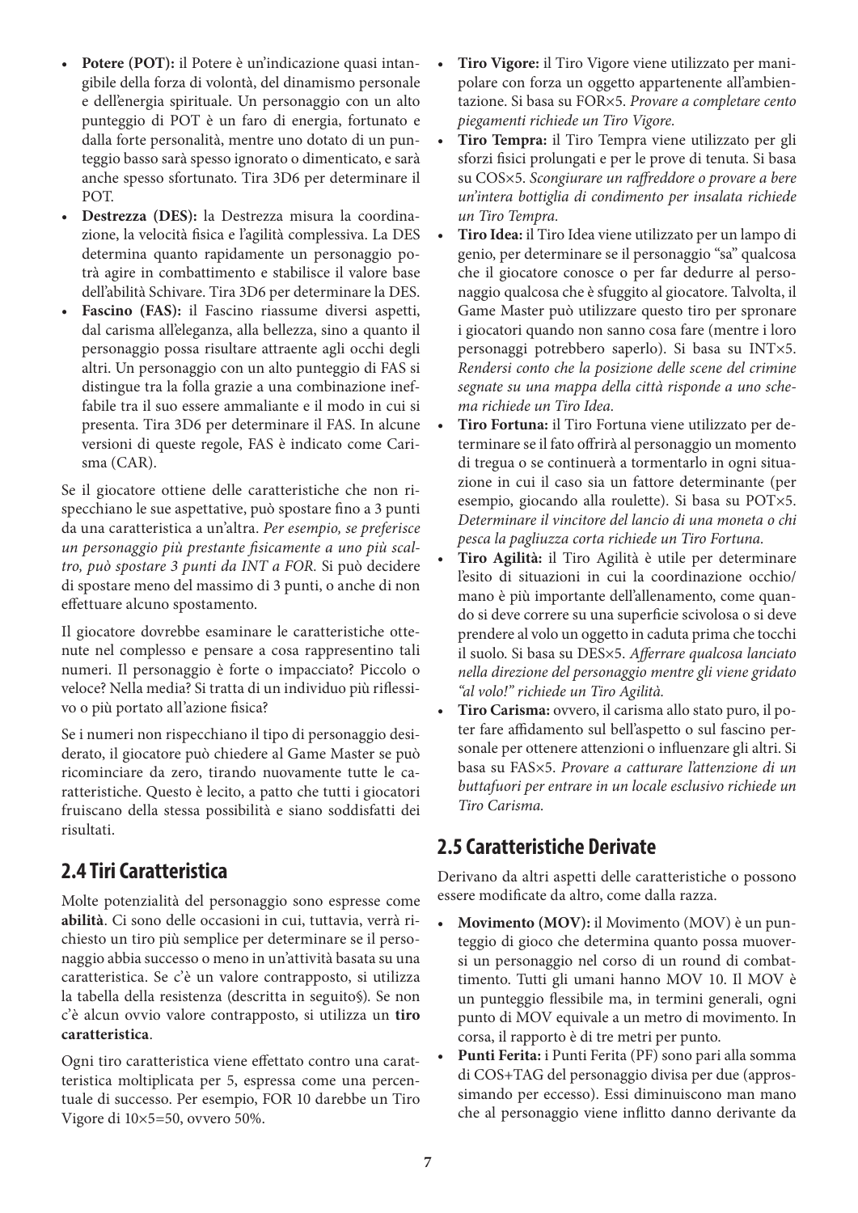- **Potere (POT):** il Potere è un'indicazione quasi intangibile della forza di volontà, del dinamismo personale e dell'energia spirituale. Un personaggio con un alto punteggio di POT è un faro di energia, fortunato e dalla forte personalità, mentre uno dotato di un punteggio basso sarà spesso ignorato o dimenticato, e sarà anche spesso sfortunato. Tira 3D6 per determinare il POT.
- **Destrezza (DES):** la Destrezza misura la coordinazione, la velocità fisica e l'agilità complessiva. La DES determina quanto rapidamente un personaggio potrà agire in combattimento e stabilisce il valore base dell'abilità Schivare. Tira 3D6 per determinare la DES.
- **Fascino (FAS):** il Fascino riassume diversi aspetti, dal carisma all'eleganza, alla bellezza, sino a quanto il personaggio possa risultare attraente agli occhi degli altri. Un personaggio con un alto punteggio di FAS si distingue tra la folla grazie a una combinazione ineffabile tra il suo essere ammaliante e il modo in cui si presenta. Tira 3D6 per determinare il FAS. In alcune versioni di queste regole, FAS è indicato come Carisma (CAR).

Se il giocatore ottiene delle caratteristiche che non rispecchiano le sue aspettative, può spostare fino a 3 punti da una caratteristica a un'altra. *Per esempio, se preferisce un personaggio più prestante fisicamente a uno più scaltro, può spostare 3 punti da INT a FOR.* Si può decidere di spostare meno del massimo di 3 punti, o anche di non effettuare alcuno spostamento.

Il giocatore dovrebbe esaminare le caratteristiche ottenute nel complesso e pensare a cosa rappresentino tali numeri. Il personaggio è forte o impacciato? Piccolo o veloce? Nella media? Si tratta di un individuo più riflessivo o più portato all'azione fisica?

Se i numeri non rispecchiano il tipo di personaggio desiderato, il giocatore può chiedere al Game Master se può ricominciare da zero, tirando nuovamente tutte le caratteristiche. Questo è lecito, a patto che tutti i giocatori fruiscano della stessa possibilità e siano soddisfatti dei risultati.

## 2.4 Tiri Caratteristica

Molte potenzialità del personaggio sono espresse come **abilità**. Ci sono delle occasioni in cui, tuttavia, verrà richiesto un tiro più semplice per determinare se il personaggio abbia successo o meno in un'attività basata su una caratteristica. Se c'è un valore contrapposto, si utilizza la tabella della resistenza (descritta in seguito§). Se non c'è alcun ovvio valore contrapposto, si utilizza un **tiro caratteristica**.

Ogni tiro caratteristica viene effettuato contro una caratteristica moltiplicata per 5, espressa come una percentuale di successo. Per esempio, FOR 10 darebbe un Tiro Vigore di 10×5=50, ovvero 50%.

- **Tiro Vigore:** il Tiro Vigore viene utilizzato per manipolare con forza un oggetto appartenente all'ambientazione. Si basa su FOR×5. *Provare a completare cento piegamenti richiede un Tiro Vigore.*
- **Tiro Tempra:** il Tiro Tempra viene utilizzato per gli sforzi fisici prolungati e per le prove di tenuta. Si basa su COS×5. *Scongiurare un raffreddore o provare a bere un'intera bottiglia di condimento per insalata richiede un Tiro Tempra.*
- **Tiro Idea:** il Tiro Idea viene utilizzato per un lampo di genio, per determinare se il personaggio "sa" qualcosa che il giocatore conosce o per far dedurre al personaggio qualcosa che è sfuggito al giocatore. Talvolta, il Game Master può utilizzare questo tiro per spronare i giocatori quando non sanno cosa fare (mentre i loro personaggi potrebbero saperlo). Si basa su INT×5. *Rendersi conto che la posizione delle scene del crimine segnate su una mappa della città risponde a uno schema richiede un Tiro Idea.*
- **Tiro Fortuna:** il Tiro Fortuna viene utilizzato per determinare se il fato offrirà al personaggio un momento di tregua o se continuerà a tormentarlo in ogni situazione in cui il caso sia un fattore determinante (per esempio, giocando alla roulette). Si basa su POT×5. *Determinare il vincitore del lancio di una moneta o chi pesca la pagliuzza corta richiede un Tiro Fortuna.*
- **Tiro Agilità:** il Tiro Agilità è utile per determinare l'esito di situazioni in cui la coordinazione occhio/mano è più importante dell'allenamento, come quando si deve correre su una superficie scivolosa o si deve prendere al volo un oggetto in caduta prima che tocchi il suolo. Si basa su DES×5. *Afferrare qualcosa lanciato nella direzione del personaggio mentre gli viene gridato "al volo!" richiede un Tiro Agilità.*
- **Tiro Carisma:** ovvero, il carisma allo stato puro, il poter fare affidamento sul bell'aspetto o sul fascino personale per ottenere attenzioni o influenzare gli altri. Si basa su FAS×5. *Provare a catturare l'attenzione di un buttafuori per entrare in un locale esclusivo richiede un Tiro Carisma.*

## 2.5 Caratteristiche Derivate

Derivano da altri aspetti delle caratteristiche o possono essere modificate da altro, come dalla razza.

- **Movimento (MOV):** il Movimento (MOV) è un punteggio di gioco che determina quanto possa muoversi un personaggio nel corso di un round di combattimento. Tutti gli umani hanno MOV 10. Il MOV è un punteggio flessibile ma, in termini generali, ogni punto di MOV equivale a un metro di movimento. In corsa, il rapporto è di tre metri per punto.
- **Punti Ferita:** i Punti Ferita (PF) sono pari alla somma di COS+TAG del personaggio divisa per due (approssimando per eccesso). Essi diminuiscono man mano che al personaggio viene inflitto danno derivante da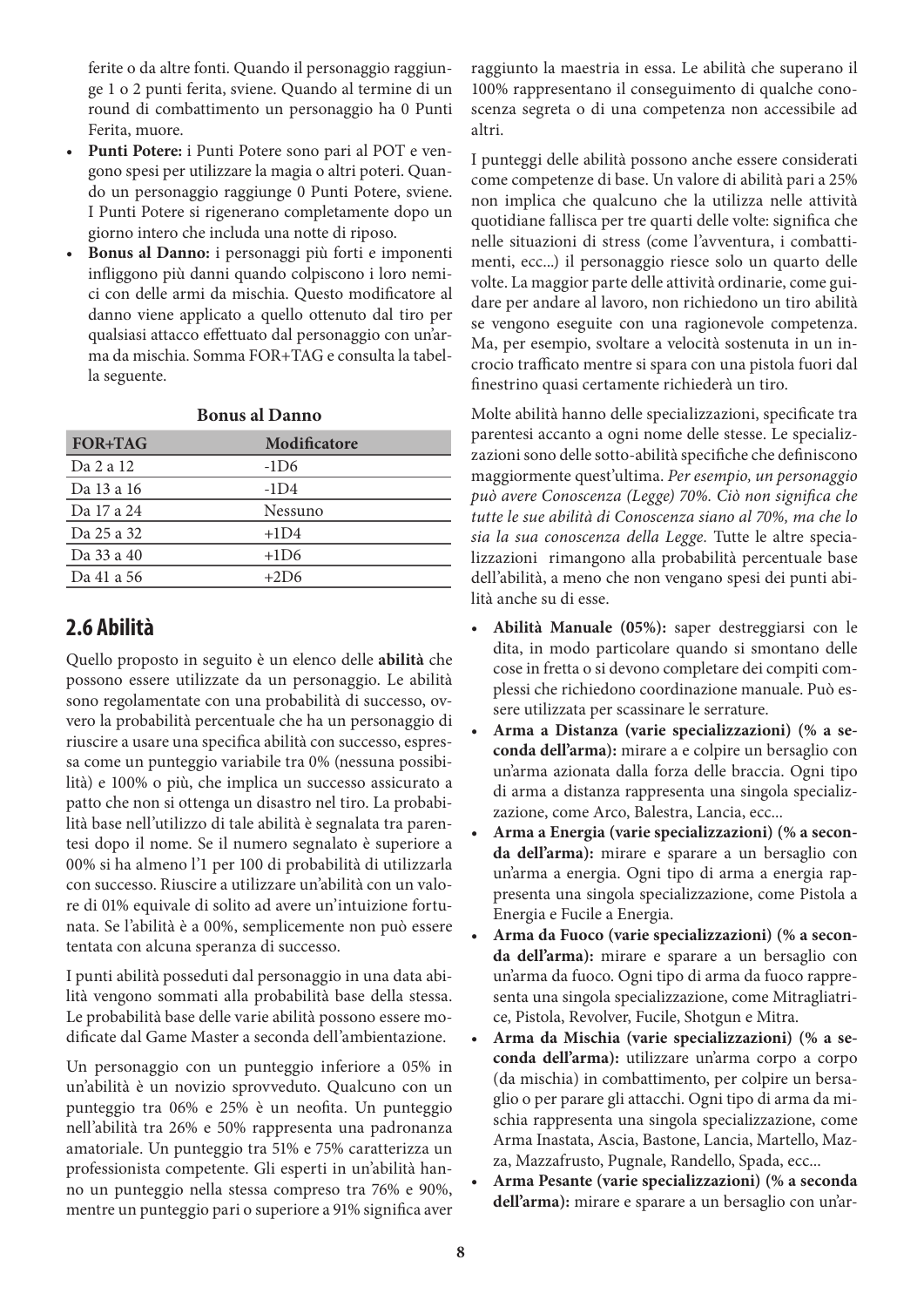ferite o da altre fonti. Quando il personaggio raggiunge 1 o 2 punti ferita, sviene. Quando al termine di un round di combattimento un personaggio ha 0 Punti Ferita, muore.

- **Punti Potere:** i Punti Potere sono pari al POT e vengono spesi per utilizzare la magia o altri poteri. Quando un personaggio raggiunge 0 Punti Potere, sviene. I Punti Potere si rigenerano completamente dopo un giorno intero che includa una notte di riposo.
- **Bonus al Danno:** i personaggi più forti e imponenti infliggono più danni quando colpiscono i loro nemici con delle armi da mischia. Questo modificatore al danno viene applicato a quello ottenuto dal tiro per qualsiasi attacco effettuato dal personaggio con un'arma da mischia. Somma FOR+TAG e consulta la tabella seguente.

**Bonus al Danno**

| FOR+TAG | Modificatore |
|---|---|
| Da 2 a 12 | -1D6 |
| Da 13 a 16 | -1D4 |
| Da 17 a 24 | Nessuno |
| Da 25 a 32 | +1D4 |
| Da 33 a 40 | +1D6 |
| Da 41 a 56 | +2D6 |

## 2.6 Abilità

Quello proposto in seguito è un elenco delle **abilità** che possono essere utilizzate da un personaggio. Le abilità sono regolamentate con una probabilità di successo, ovvero la probabilità percentuale che ha un personaggio di riuscire a usare una specifica abilità con successo, espressa come un punteggio variabile tra 0% (nessuna possibilità) e 100% o più, che implica un successo assicurato a patto che non si ottenga un disastro nel tiro. La probabilità base nell'utilizzo di tale abilità è segnalata tra parentesi dopo il nome. Se il numero segnalato è superiore a 00% si ha almeno l'1 per 100 di probabilità di utilizzarla con successo. Riuscire a utilizzare un'abilità con un valore di 01% equivale di solito ad avere un'intuizione fortunata. Se l'abilità è a 00%, semplicemente non può essere tentata con alcuna speranza di successo.

I punti abilità posseduti dal personaggio in una data abilità vengono sommati alla probabilità base della stessa. Le probabilità base delle varie abilità possono essere modificate dal Game Master a seconda dell'ambientazione.

Un personaggio con un punteggio inferiore a 05% in un'abilità è un novizio sprovveduto. Qualcuno con un punteggio tra 06% e 25% è un neofita. Un punteggio nell'abilità tra 26% e 50% rappresenta una padronanza amatoriale. Un punteggio tra 51% e 75% caratterizza un professionista competente. Gli esperti in un'abilità hanno un punteggio nella stessa compreso tra 76% e 90%, mentre un punteggio pari o superiore a 91% significa aver raggiunto la maestria in essa. Le abilità che superano il 100% rappresentano il conseguimento di qualche conoscenza segreta o di una competenza non accessibile ad altri.

I punteggi delle abilità possono anche essere considerati come competenze di base. Un valore di abilità pari a 25% non implica che qualcuno che la utilizza nelle attività quotidiane fallisca per tre quarti delle volte: significa che nelle situazioni di stress (come l'avventura, i combattimenti, ecc...) il personaggio riesce solo un quarto delle volte. La maggior parte delle attività ordinarie, come guidare per andare al lavoro, non richiedono un tiro abilità se vengono eseguite con una ragionevole competenza. Ma, per esempio, svoltare a velocità sostenuta in un incrocio trafficato mentre si spara con una pistola fuori dal finestrino quasi certamente richiederà un tiro.

Molte abilità hanno delle specializzazioni, specificate tra parentesi accanto a ogni nome delle stesse. Le specializzazioni sono delle sotto-abilità specifiche che definiscono maggiormente quest'ultima. *Per esempio, un personaggio può avere Conoscenza (Legge) 70%. Ciò non significa che tutte le sue abilità di Conoscenza siano al 70%, ma che lo sia la sua conoscenza della Legge.* Tutte le altre specializzazioni rimangono alla probabilità percentuale base dell'abilità, a meno che non vengano spesi dei punti abilità anche su di esse.

- **Abilità Manuale (05%):** saper destreggiarsi con le dita, in modo particolare quando si smontano delle cose in fretta o si devono completare dei compiti complessi che richiedono coordinazione manuale. Può essere utilizzata per scassinare le serrature.
- **Arma a Distanza (varie specializzazioni) (% a seconda dell'arma):** mirare a e colpire un bersaglio con un'arma azionata dalla forza delle braccia. Ogni tipo di arma a distanza rappresenta una singola specializzazione, come Arco, Balestra, Lancia, ecc...
- **Arma a Energia (varie specializzazioni) (% a seconda dell'arma):** mirare e sparare a un bersaglio con un'arma a energia. Ogni tipo di arma a energia rappresenta una singola specializzazione, come Pistola a Energia e Fucile a Energia.
- **Arma da Fuoco (varie specializzazioni) (% a seconda dell'arma):** mirare e sparare a un bersaglio con un'arma da fuoco. Ogni tipo di arma da fuoco rappresenta una singola specializzazione, come Mitragliatrice, Pistola, Revolver, Fucile, Shotgun e Mitra.
- **Arma da Mischia (varie specializzazioni) (% a seconda dell'arma):** utilizzare un'arma corpo a corpo (da mischia) in combattimento, per colpire un bersaglio o per parare gli attacchi. Ogni tipo di arma da mischia rappresenta una singola specializzazione, come Arma Inastata, Ascia, Bastone, Lancia, Martello, Mazza, Mazzafrusto, Pugnale, Randello, Spada, ecc...
- **Arma Pesante (varie specializzazioni) (% a seconda dell'arma):** mirare e sparare a un bersaglio con un'ar-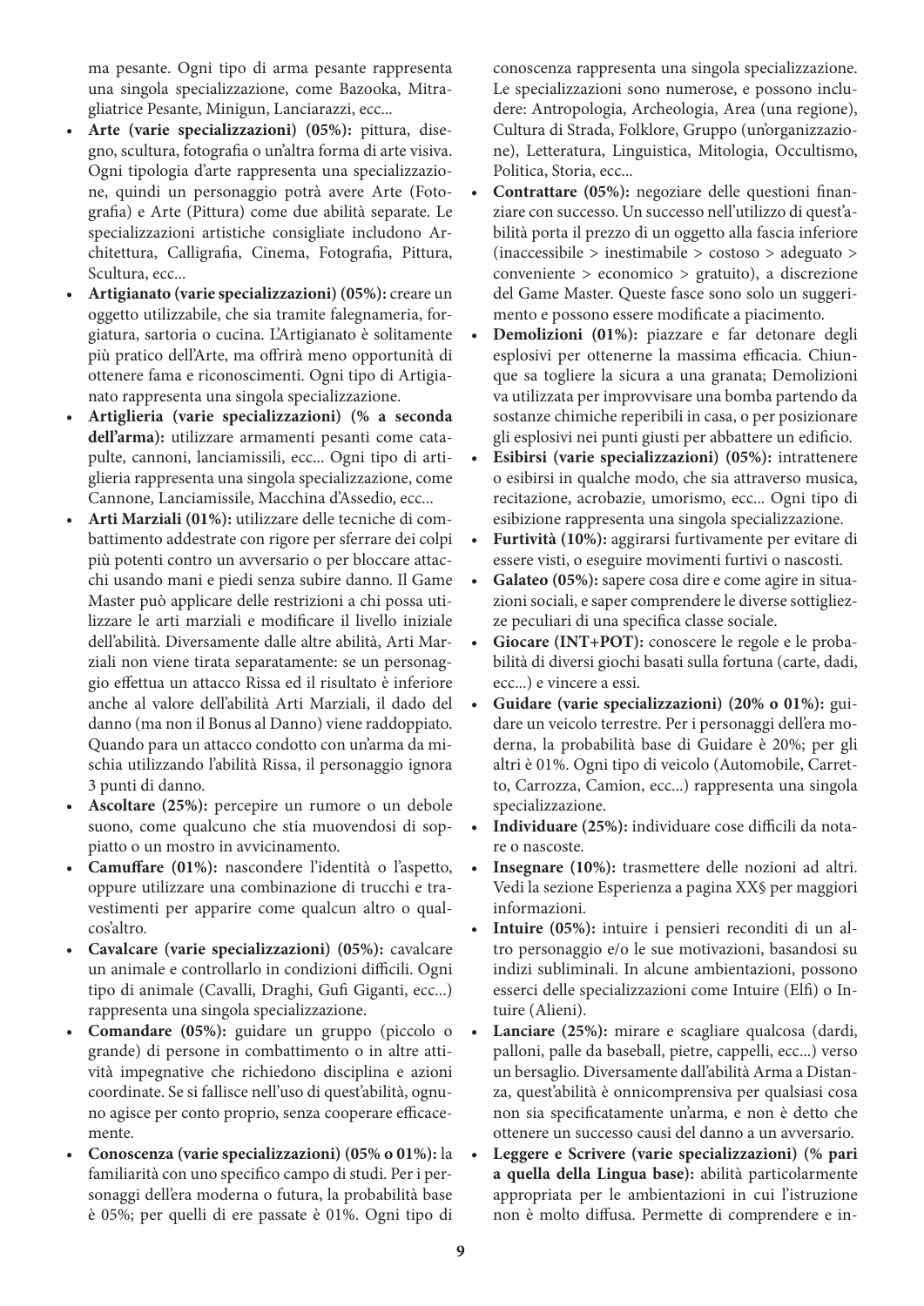ma pesante. Ogni tipo di arma pesante rappresenta una singola specializzazione, come Bazooka, Mitragliatrice Pesante, Minigun, Lanciarazzi, ecc...

- **Arte (varie specializzazioni) (05%):** pittura, disegno, scultura, fotografia o un'altra forma di arte visiva. Ogni tipologia d'arte rappresenta una specializzazione, quindi un personaggio potrà avere Arte (Fotografia) e Arte (Pittura) come due abilità separate. Le specializzazioni artistiche consigliate includono Architettura, Calligrafia, Cinema, Fotografia, Pittura, Scultura, ecc...
- **Artigianato (varie specializzazioni) (05%):** creare un oggetto utilizzabile, che sia tramite falegnameria, forgiatura, sartoria o cucina. L'Artigianato è solitamente più pratico dell'Arte, ma offrirà meno opportunità di ottenere fama e riconoscimenti. Ogni tipo di Artigianato rappresenta una singola specializzazione.
- **Artiglieria (varie specializzazioni) (% a seconda dell'arma):** utilizzare armamenti pesanti come catapulte, cannoni, lanciamissili, ecc... Ogni tipo di artiglieria rappresenta una singola specializzazione, come Cannone, Lanciamissile, Macchina d'Assedio, ecc...
- **Arti Marziali (01%):** utilizzare delle tecniche di combattimento addestrate con rigore per sferrare dei colpi più potenti contro un avversario o per bloccare attacchi usando mani e piedi senza subire danno. Il Game Master può applicare delle restrizioni a chi possa utilizzare le arti marziali e modificare il livello iniziale dell'abilità. Diversamente dalle altre abilità, Arti Marziali non viene tirata separatamente: se un personaggio effettua un attacco Rissa ed il risultato è inferiore anche al valore dell'abilità Arti Marziali, il dado del danno (ma non il Bonus al Danno) viene raddoppiato. Quando para un attacco condotto con un'arma da mischia utilizzando l'abilità Rissa, il personaggio ignora 3 punti di danno.
- **Ascoltare (25%):** percepire un rumore o un debole suono, come qualcuno che stia muovendosi di soppiatto o un mostro in avvicinamento.
- **Camuffare (01%):** nascondere l'identità o l'aspetto, oppure utilizzare una combinazione di trucchi e travestimenti per apparire come qualcun altro o qualcos'altro.
- **Cavalcare (varie specializzazioni) (05%):** cavalcare un animale e controllarlo in condizioni difficili. Ogni tipo di animale (Cavalli, Draghi, Gufi Giganti, ecc...) rappresenta una singola specializzazione.
- **Comandare (05%):** guidare un gruppo (piccolo o grande) di persone in combattimento o in altre attività impegnative che richiedono disciplina e azioni coordinate. Se si fallisce nell'uso di quest'abilità, ognuno agisce per conto proprio, senza cooperare efficacemente.
- **Conoscenza (varie specializzazioni) (05% o 01%):** la familiarità con uno specifico campo di studi. Per i personaggi dell'era moderna o futura, la probabilità base è 05%; per quelli di ere passate è 01%. Ogni tipo di conoscenza rappresenta una singola specializzazione. Le specializzazioni sono numerose, e possono includere: Antropologia, Archeologia, Area (una regione), Cultura di Strada, Folklore, Gruppo (un'organizzazione), Letteratura, Linguistica, Mitologia, Occultismo, Politica, Storia, ecc...
- **Contrattare (05%):** negoziare delle questioni finanziare con successo. Un successo nell'utilizzo di quest'abilità porta il prezzo di un oggetto alla fascia inferiore (inaccessibile > inestimabile > costoso > adeguato > conveniente > economico > gratuito), a discrezione del Game Master. Queste fasce sono solo un suggerimento e possono essere modificate a piacimento.
- **Demolizioni (01%):** piazzare e far detonare degli esplosivi per ottenerne la massima efficacia. Chiunque sa togliere la sicura a una granata; Demolizioni va utilizzata per improvvisare una bomba partendo da sostanze chimiche reperibili in casa, o per posizionare gli esplosivi nei punti giusti per abbattere un edificio.
- **Esibirsi (varie specializzazioni) (05%):** intrattenere o esibirsi in qualche modo, che sia attraverso musica, recitazione, acrobazie, umorismo, ecc... Ogni tipo di esibizione rappresenta una singola specializzazione.
- **Furtività (10%):** aggirarsi furtivamente per evitare di essere visti, o eseguire movimenti furtivi o nascosti.
- **Galateo (05%):** sapere cosa dire e come agire in situazioni sociali, e saper comprendere le diverse sottigliezze peculiari di una specifica classe sociale.
- **Giocare (INT+POT):** conoscere le regole e le probabilità di diversi giochi basati sulla fortuna (carte, dadi, ecc...) e vincere a essi.
- **Guidare (varie specializzazioni) (20% o 01%):** guidare un veicolo terrestre. Per i personaggi dell'era moderna, la probabilità base di Guidare è 20%; per gli altri è 01%. Ogni tipo di veicolo (Automobile, Carretto, Carrozza, Camion, ecc...) rappresenta una singola specializzazione.
- **Individuare (25%):** individuare cose difficili da notare o nascoste.
- **Insegnare (10%):** trasmettere delle nozioni ad altri. Vedi la sezione Esperienza a pagina XX§ per maggiori informazioni.
- **Intuire (05%):** intuire i pensieri reconditi di un altro personaggio e/o le sue motivazioni, basandosi su indizi subliminali. In alcune ambientazioni, possono esserci delle specializzazioni come Intuire (Elfi) o Intuire (Alieni).
- **Lanciare (25%):** mirare e scagliare qualcosa (dardi, palloni, palle da baseball, pietre, cappelli, ecc...) verso un bersaglio. Diversamente dall'abilità Arma a Distanza, quest'abilità è onnicomprensiva per qualsiasi cosa non sia specificatamente un'arma, e non è detto che ottenere un successo causi del danno a un avversario.
- **Leggere e Scrivere (varie specializzazioni) (% pari a quella della Lingua base):** abilità particolarmente appropriata per le ambientazioni in cui l'istruzione non è molto diffusa. Permette di comprendere e in-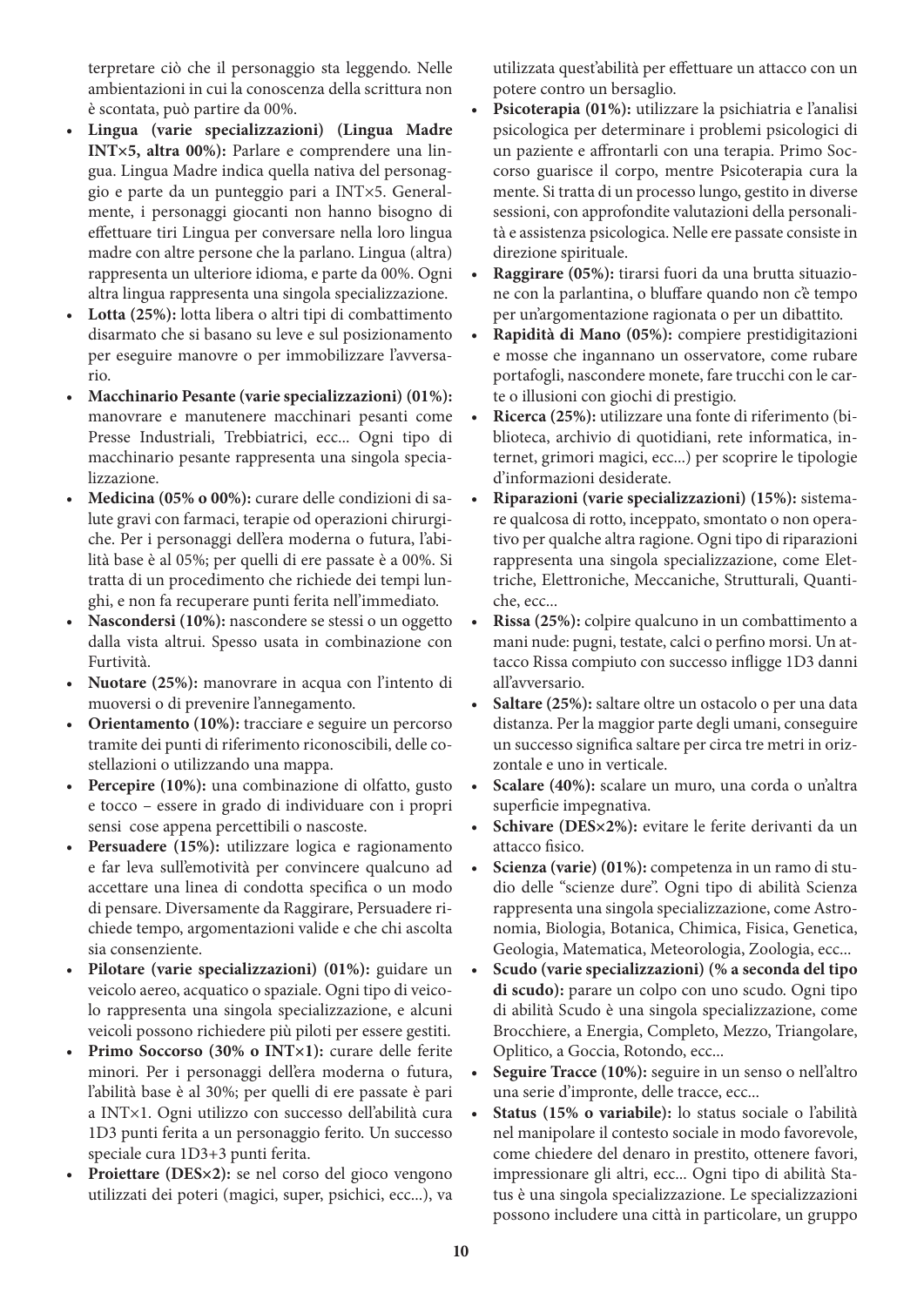terpretare ciò che il personaggio sta leggendo. Nelle ambientazioni in cui la conoscenza della scrittura non è scontata, può partire da 00%.

- **Lingua (varie specializzazioni) (Lingua Madre INT×5, altra 00%):** Parlare e comprendere una lingua. Lingua Madre indica quella nativa del personaggio e parte da un punteggio pari a INT×5. Generalmente, i personaggi giocanti non hanno bisogno di effettuare tiri Lingua per conversare nella loro lingua madre con altre persone che la parlano. Lingua (altra) rappresenta un ulteriore idioma, e parte da 00%. Ogni altra lingua rappresenta una singola specializzazione.
- **Lotta (25%):** lotta libera o altri tipi di combattimento disarmato che si basano su leve e sul posizionamento per eseguire manovre o per immobilizzare l'avversario.
- **Macchinario Pesante (varie specializzazioni) (01%):** manovrare e manutenere macchinari pesanti come Presse Industriali, Trebbiatrici, ecc... Ogni tipo di macchinario pesante rappresenta una singola specializzazione.
- **Medicina (05% o 00%):** curare delle condizioni di salute gravi con farmaci, terapie od operazioni chirurgiche. Per i personaggi dell'era moderna o futura, l'abilità base è al 05%; per quelli di ere passate è a 00%. Si tratta di un procedimento che richiede dei tempi lunghi, e non fa recuperare punti ferita nell'immediato.
- **Nascondersi (10%):** nascondere se stessi o un oggetto dalla vista altrui. Spesso usata in combinazione con Furtività.
- **Nuotare (25%):** manovrare in acqua con l'intento di muoversi o di prevenire l'annegamento.
- **Orientamento (10%):** tracciare e seguire un percorso tramite dei punti di riferimento riconoscibili, delle costellazioni o utilizzando una mappa.
- **Percepire (10%):** una combinazione di olfatto, gusto e tocco – essere in grado di individuare con i propri sensi cose appena percettibili o nascoste.
- **Persuadere (15%):** utilizzare logica e ragionamento e far leva sull'emotività per convincere qualcuno ad accettare una linea di condotta specifica o un modo di pensare. Diversamente da Raggirare, Persuadere richiede tempo, argomentazioni valide e che chi ascolta sia consenziente.
- **Pilotare (varie specializzazioni) (01%):** guidare un veicolo aereo, acquatico o spaziale. Ogni tipo di veicolo rappresenta una singola specializzazione, e alcuni veicoli possono richiedere più piloti per essere gestiti.
- **Primo Soccorso (30% o INT×1):** curare delle ferite minori. Per i personaggi dell'era moderna o futura, l'abilità base è al 30%; per quelli di ere passate è pari a INT×1. Ogni utilizzo con successo dell'abilità cura 1D3 punti ferita a un personaggio ferito. Un successo speciale cura 1D3+3 punti ferita.
- **Proiettare (DES×2):** se nel corso del gioco vengono utilizzati dei poteri (magici, super, psichici, ecc...), va utilizzata quest'abilità per effettuare un attacco con un potere contro un bersaglio.
- **Psicoterapia (01%):** utilizzare la psichiatria e l'analisi psicologica per determinare i problemi psicologici di un paziente e affrontarli con una terapia. Primo Soccorso guarisce il corpo, mentre Psicoterapia cura la mente. Si tratta di un processo lungo, gestito in diverse sessioni, con approfondite valutazioni della personalità e assistenza psicologica. Nelle ere passate consiste in direzione spirituale.
- **Raggirare (05%):** tirarsi fuori da una brutta situazione con la parlantina, o bluffare quando non c'è tempo per un'argomentazione ragionata o per un dibattito.
- **Rapidità di Mano (05%):** compiere prestidigitazioni e mosse che ingannano un osservatore, come rubare portafogli, nascondere monete, fare trucchi con le carte o illusioni con giochi di prestigio.
- **Ricerca (25%):** utilizzare una fonte di riferimento (biblioteca, archivio di quotidiani, rete informatica, internet, grimori magici, ecc...) per scoprire le tipologie d'informazioni desiderate.
- **Riparazioni (varie specializzazioni) (15%):** sistemare qualcosa di rotto, inceppato, smontato o non operativo per qualche altra ragione. Ogni tipo di riparazioni rappresenta una singola specializzazione, come Elettriche, Elettroniche, Meccaniche, Strutturali, Quantiche, ecc...
- **Rissa (25%):** colpire qualcuno in un combattimento a mani nude: pugni, testate, calci o perfino morsi. Un attacco Rissa compiuto con successo infligge 1D3 danni all'avversario.
- **Saltare (25%):** saltare oltre un ostacolo o per una data distanza. Per la maggior parte degli umani, conseguire un successo significa saltare per circa tre metri in orizzontale e uno in verticale.
- **Scalare (40%):** scalare un muro, una corda o un'altra superficie impegnativa.
- **Schivare (DES×2%):** evitare le ferite derivanti da un attacco fisico.
- **Scienza (varie) (01%):** competenza in un ramo di studio delle "scienze dure". Ogni tipo di abilità Scienza rappresenta una singola specializzazione, come Astronomia, Biologia, Botanica, Chimica, Fisica, Genetica, Geologia, Matematica, Meteorologia, Zoologia, ecc...
- **Scudo (varie specializzazioni) (% a seconda del tipo di scudo):** parare un colpo con uno scudo. Ogni tipo di abilità Scudo è una singola specializzazione, come Brocchiere, a Energia, Completo, Mezzo, Triangolare, Oplitico, a Goccia, Rotondo, ecc...
- **Seguire Tracce (10%):** seguire in un senso o nell'altro una serie d'impronte, delle tracce, ecc...
- **Status (15% o variabile):** lo status sociale o l'abilità nel manipolare il contesto sociale in modo favorevole, come chiedere del denaro in prestito, ottenere favori, impressionare gli altri, ecc... Ogni tipo di abilità Status è una singola specializzazione. Le specializzazioni possono includere una città in particolare, un gruppo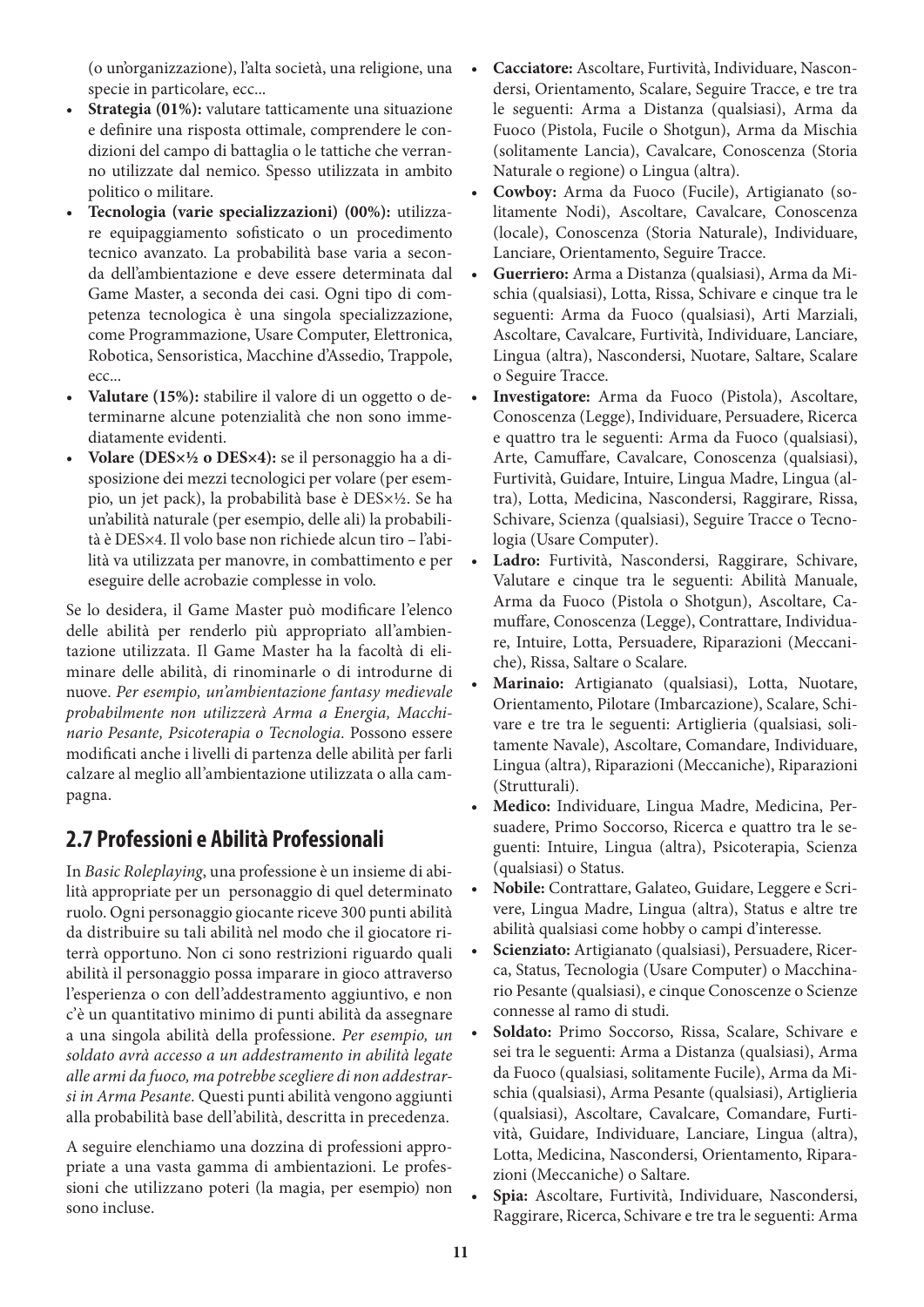(o un'organizzazione), l'alta società, una religione, una specie in particolare, ecc...

- **Strategia (01%):** valutare tatticamente una situazione e definire una risposta ottimale, comprendere le condizioni del campo di battaglia o le tattiche che verranno utilizzate dal nemico. Spesso utilizzata in ambito politico o militare.
- **Tecnologia (varie specializzazioni) (00%):** utilizzare equipaggiamento sofisticato o un procedimento tecnico avanzato. La probabilità base varia a seconda dell'ambientazione e deve essere determinata dal Game Master, a seconda dei casi. Ogni tipo di competenza tecnologica è una singola specializzazione, come Programmazione, Usare Computer, Elettronica, Robotica, Sensoristica, Macchine d'Assedio, Trappole, ecc...
- **Valutare (15%):** stabilire il valore di un oggetto o determinarne alcune potenzialità che non sono immediatamente evidenti.
- **Volare (DES×½ o DES×4):** se il personaggio ha a disposizione dei mezzi tecnologici per volare (per esempio, un jet pack), la probabilità base è DES×½. Se ha un'abilità naturale (per esempio, delle ali) la probabilità è DES×4. Il volo base non richiede alcun tiro – l'abilità va utilizzata per manovre, in combattimento e per eseguire delle acrobazie complesse in volo.

Se lo desidera, il Game Master può modificare l'elenco delle abilità per renderlo più appropriato all'ambientazione utilizzata. Il Game Master ha la facoltà di eliminare delle abilità, di rinominarle o di introdurne di nuove. *Per esempio, un'ambientazione fantasy medievale probabilmente non utilizzerà Arma a Energia, Macchinario Pesante, Psicoterapia o Tecnologia.* Possono essere modificati anche i livelli di partenza delle abilità per farli calzare al meglio all'ambientazione utilizzata o alla campagna.

## 2.7 Professioni e Abilità Professionali

In *Basic Roleplaying*, una professione è un insieme di abilità appropriate per un personaggio di quel determinato ruolo. Ogni personaggio giocante riceve 300 punti abilità da distribuire su tali abilità nel modo che il giocatore riterrà opportuno. Non ci sono restrizioni riguardo quali abilità il personaggio possa imparare in gioco attraverso l'esperienza o con dell'addestramento aggiuntivo, e non c'è un quantitativo minimo di punti abilità da assegnare a una singola abilità della professione. *Per esempio, un soldato avrà accesso a un addestramento in abilità legate alle armi da fuoco, ma potrebbe scegliere di non addestrarsi in Arma Pesante.* Questi punti abilità vengono aggiunti alla probabilità base dell'abilità, descritta in precedenza.

A seguire elenchiamo una dozzina di professioni appropriate a una vasta gamma di ambientazioni. Le professioni che utilizzano poteri (la magia, per esempio) non sono incluse.

- **Cacciatore:** Ascoltare, Furtività, Individuare, Nascondersi, Orientamento, Scalare, Seguire Tracce, e tre tra le seguenti: Arma a Distanza (qualsiasi), Arma da Fuoco (Pistola, Fucile o Shotgun), Arma da Mischia (solitamente Lancia), Cavalcare, Conoscenza (Storia Naturale o regione) o Lingua (altra).
- **Cowboy:** Arma da Fuoco (Fucile), Artigianato (solitamente Nodi), Ascoltare, Cavalcare, Conoscenza (locale), Conoscenza (Storia Naturale), Individuare, Lanciare, Orientamento, Seguire Tracce.
- **Guerriero:** Arma a Distanza (qualsiasi), Arma da Mischia (qualsiasi), Lotta, Rissa, Schivare e cinque tra le seguenti: Arma da Fuoco (qualsiasi), Arti Marziali, Ascoltare, Cavalcare, Furtività, Individuare, Lanciare, Lingua (altra), Nascondersi, Nuotare, Saltare, Scalare o Seguire Tracce.
- **Investigatore:** Arma da Fuoco (Pistola), Ascoltare, Conoscenza (Legge), Individuare, Persuadere, Ricerca e quattro tra le seguenti: Arma da Fuoco (qualsiasi), Arte, Camuffare, Cavalcare, Conoscenza (qualsiasi), Furtività, Guidare, Intuire, Lingua Madre, Lingua (altra), Lotta, Medicina, Nascondersi, Raggirare, Rissa, Schivare, Scienza (qualsiasi), Seguire Tracce o Tecnologia (Usare Computer).
- **Ladro:** Furtività, Nascondersi, Raggirare, Schivare, Valutare e cinque tra le seguenti: Abilità Manuale, Arma da Fuoco (Pistola o Shotgun), Ascoltare, Camuffare, Conoscenza (Legge), Contrattare, Individuare, Intuire, Lotta, Persuadere, Riparazioni (Meccaniche), Rissa, Saltare o Scalare.
- **Marinaio:** Artigianato (qualsiasi), Lotta, Nuotare, Orientamento, Pilotare (Imbarcazione), Scalare, Schivare e tre tra le seguenti: Artiglieria (qualsiasi, solitamente Navale), Ascoltare, Comandare, Individuare, Lingua (altra), Riparazioni (Meccaniche), Riparazioni (Strutturali).
- **Medico:** Individuare, Lingua Madre, Medicina, Persuadere, Primo Soccorso, Ricerca e quattro tra le seguenti: Intuire, Lingua (altra), Psicoterapia, Scienza (qualsiasi) o Status.
- **Nobile:** Contrattare, Galateo, Guidare, Leggere e Scrivere, Lingua Madre, Lingua (altra), Status e altre tre abilità qualsiasi come hobby o campi d'interesse.
- **Scienziato:** Artigianato (qualsiasi), Persuadere, Ricerca, Status, Tecnologia (Usare Computer) o Macchinario Pesante (qualsiasi), e cinque Conoscenze o Scienze connesse al ramo di studi.
- **Soldato:** Primo Soccorso, Rissa, Scalare, Schivare e sei tra le seguenti: Arma a Distanza (qualsiasi), Arma da Fuoco (qualsiasi, solitamente Fucile), Arma da Mischia (qualsiasi), Arma Pesante (qualsiasi), Artiglieria (qualsiasi), Ascoltare, Cavalcare, Comandare, Furtività, Guidare, Individuare, Lanciare, Lingua (altra), Lotta, Medicina, Nascondersi, Orientamento, Riparazioni (Meccaniche) o Saltare.
- **Spia:** Ascoltare, Furtività, Individuare, Nascondersi, Raggirare, Ricerca, Schivare e tre tra le seguenti: Arma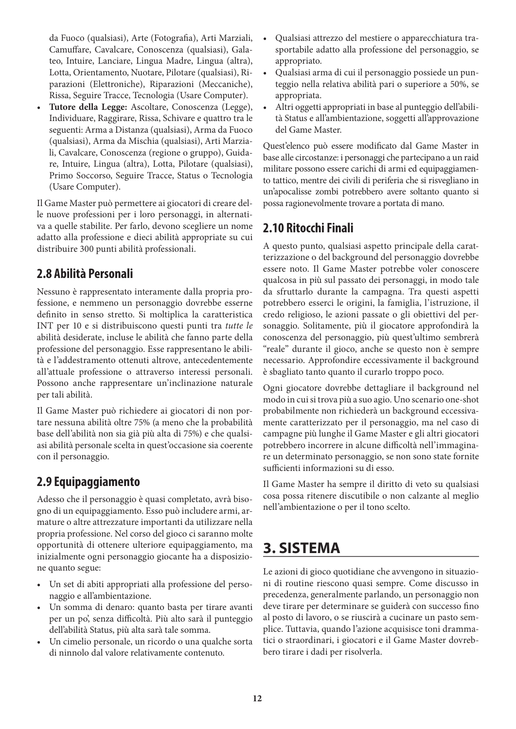da Fuoco (qualsiasi), Arte (Fotografia), Arti Marziali, Camuffare, Cavalcare, Conoscenza (qualsiasi), Galateo, Intuire, Lanciare, Lingua Madre, Lingua (altra), Lotta, Orientamento, Nuotare, Pilotare (qualsiasi), Riparazioni (Elettroniche), Riparazioni (Meccaniche), Rissa, Seguire Tracce, Tecnologia (Usare Computer).

- **Tutore della Legge:** Ascoltare, Conoscenza (Legge), Individuare, Raggirare, Rissa, Schivare e quattro tra le seguenti: Arma a Distanza (qualsiasi), Arma da Fuoco (qualsiasi), Arma da Mischia (qualsiasi), Arti Marziali, Cavalcare, Conoscenza (regione o gruppo), Guidare, Intuire, Lingua (altra), Lotta, Pilotare (qualsiasi), Primo Soccorso, Seguire Tracce, Status o Tecnologia (Usare Computer).

Il Game Master può permettere ai giocatori di creare delle nuove professioni per i loro personaggi, in alternativa a quelle stabilite. Per farlo, devono scegliere un nome adatto alla professione e dieci abilità appropriate su cui distribuire 300 punti abilità professionali.

## 2.8 Abilità Personali

Nessuno è rappresentato interamente dalla propria professione, e nemmeno un personaggio dovrebbe esserne definito in senso stretto. Si moltiplica la caratteristica INT per 10 e si distribuiscono questi punti tra *tutte le* abilità desiderate, incluse le abilità che fanno parte della professione del personaggio. Esse rappresentano le abilità e l'addestramento ottenuti altrove, antecedentemente all'attuale professione o attraverso interessi personali. Possono anche rappresentare un'inclinazione naturale per tali abilità.

Il Game Master può richiedere ai giocatori di non portare nessuna abilità oltre 75% (a meno che la probabilità base dell'abilità non sia già più alta di 75%) e che qualsiasi abilità personale scelta in quest'occasione sia coerente con il personaggio.

## 2.9 Equipaggiamento

Adesso che il personaggio è quasi completato, avrà bisogno di un equipaggiamento. Esso può includere armi, armature o altre attrezzature importanti da utilizzare nella propria professione. Nel corso del gioco ci saranno molte opportunità di ottenere ulteriore equipaggiamento, ma inizialmente ogni personaggio giocante ha a disposizione quanto segue:

- Un set di abiti appropriati alla professione del personaggio e all'ambientazione.
- Un somma di denaro: quanto basta per tirare avanti per un po', senza difficoltà. Più alto sarà il punteggio dell'abilità Status, più alta sarà tale somma.
- Un cimelio personale, un ricordo o una qualche sorta di ninnolo dal valore relativamente contenuto.
- Qualsiasi attrezzo del mestiere o apparecchiatura trasportabile adatto alla professione del personaggio, se appropriato.
- Qualsiasi arma di cui il personaggio possiede un punteggio nella relativa abilità pari o superiore a 50%, se appropriata.
- Altri oggetti appropriati in base al punteggio dell'abilità Status e all'ambientazione, soggetti all'approvazione del Game Master.

Quest'elenco può essere modificato dal Game Master in base alle circostanze: i personaggi che partecipano a un raid militare possono essere carichi di armi ed equipaggiamento tattico, mentre dei civili di periferia che si risvegliano in un'apocalisse zombi potrebbero avere soltanto quanto si possa ragionevolmente trovare a portata di mano.

## 2.10 Ritocchi Finali

A questo punto, qualsiasi aspetto principale della caratterizzazione o del background del personaggio dovrebbe essere noto. Il Game Master potrebbe voler conoscere qualcosa in più sul passato dei personaggi, in modo tale da sfruttarlo durante la campagna. Tra questi aspetti potrebbero esserci le origini, la famiglia, l'istruzione, il credo religioso, le azioni passate o gli obiettivi del personaggio. Solitamente, più il giocatore approfondirà la conoscenza del personaggio, più quest'ultimo sembrerà "reale" durante il gioco, anche se questo non è sempre necessario. Approfondire eccessivamente il background è sbagliato tanto quanto il curarlo troppo poco.

Ogni giocatore dovrebbe dettagliare il background nel modo in cui si trova più a suo agio. Uno scenario one-shot probabilmente non richiederà un background eccessivamente caratterizzato per il personaggio, ma nel caso di campagne più lunghe il Game Master e gli altri giocatori potrebbero incorrere in alcune difficoltà nell'immaginare un determinato personaggio, se non sono state fornite sufficienti informazioni su di esso.

Il Game Master ha sempre il diritto di veto su qualsiasi cosa possa ritenere discutibile o non calzante al meglio nell'ambientazione o per il tono scelto.

# 3. SISTEMA

Le azioni di gioco quotidiane che avvengono in situazioni di routine riescono quasi sempre. Come discusso in precedenza, generalmente parlando, un personaggio non deve tirare per determinare se guiderà con successo fino al posto di lavoro, o se riuscirà a cucinare un pasto semplice. Tuttavia, quando l'azione acquisisce toni drammatici o straordinari, i giocatori e il Game Master dovrebbero tirare i dadi per risolverla.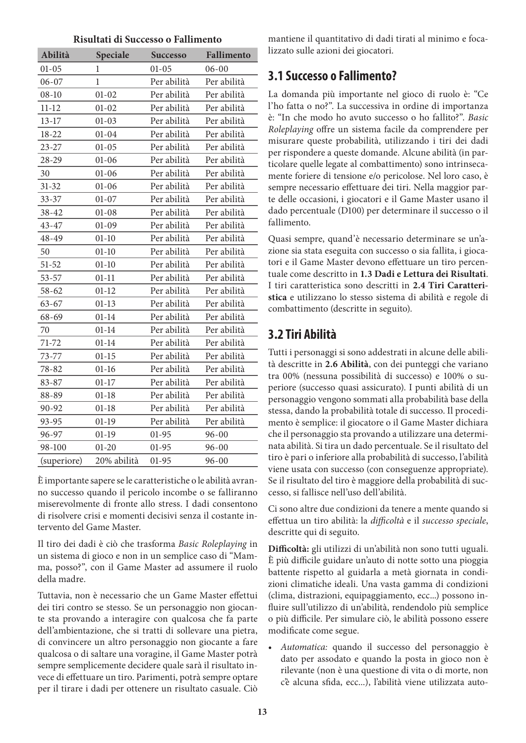**Risultati di Successo o Fallimento**

| Abilità | Speciale | Successo | Fallimento |
|---|---|---|---|
| 01-05 | 1 | 01-05 | 06-00 |
| 06-07 | 1 | Per abilità | Per abilità |
| 08-10 | 01-02 | Per abilità | Per abilità |
| 11-12 | 01-02 | Per abilità | Per abilità |
| 13-17 | 01-03 | Per abilità | Per abilità |
| 18-22 | 01-04 | Per abilità | Per abilità |
| 23-27 | 01-05 | Per abilità | Per abilità |
| 28-29 | 01-06 | Per abilità | Per abilità |
| 30 | 01-06 | Per abilità | Per abilità |
| 31-32 | 01-06 | Per abilità | Per abilità |
| 33-37 | 01-07 | Per abilità | Per abilità |
| 38-42 | 01-08 | Per abilità | Per abilità |
| 43-47 | 01-09 | Per abilità | Per abilità |
| 48-49 | 01-10 | Per abilità | Per abilità |
| 50 | 01-10 | Per abilità | Per abilità |
| 51-52 | 01-10 | Per abilità | Per abilità |
| 53-57 | 01-11 | Per abilità | Per abilità |
| 58-62 | 01-12 | Per abilità | Per abilità |
| 63-67 | 01-13 | Per abilità | Per abilità |
| 68-69 | 01-14 | Per abilità | Per abilità |
| 70 | 01-14 | Per abilità | Per abilità |
| 71-72 | 01-14 | Per abilità | Per abilità |
| 73-77 | 01-15 | Per abilità | Per abilità |
| 78-82 | 01-16 | Per abilità | Per abilità |
| 83-87 | 01-17 | Per abilità | Per abilità |
| 88-89 | 01-18 | Per abilità | Per abilità |
| 90-92 | 01-18 | Per abilità | Per abilità |
| 93-95 | 01-19 | Per abilità | Per abilità |
| 96-97 | 01-19 | 01-95 | 96-00 |
| 98-100 | 01-20 | 01-95 | 96-00 |
| (superiore) | 20% abilità | 01-95 | 96-00 |

È importante sapere se le caratteristiche o le abilità avranno successo quando il pericolo incombe o se falliranno miserevolmente di fronte allo stress. I dadi consentono di risolvere crisi e momenti decisivi senza il costante intervento del Game Master.

Il tiro dei dadi è ciò che trasforma *Basic Roleplaying* in un sistema di gioco e non in un semplice caso di "Mamma, posso?", con il Game Master ad assumere il ruolo della madre.

Tuttavia, non è necessario che un Game Master effettui dei tiri contro se stesso. Se un personaggio non giocante sta provando a interagire con qualcosa che fa parte dell'ambientazione, che si tratti di sollevare una pietra, di convincere un altro personaggio non giocante a fare qualcosa o di saltare una voragine, il Game Master potrà sempre semplicemente decidere quale sarà il risultato invece di effettuare un tiro. Parimenti, potrà sempre optare per il tirare i dadi per ottenere un risultato casuale. Ciò mantiene il quantitativo di dadi tirati al minimo e focalizzato sulle azioni dei giocatori.

## 3.1 Successo o Fallimento?

La domanda più importante nel gioco di ruolo è: "Ce l'ho fatta o no?". La successiva in ordine di importanza è: "In che modo ho avuto successo o ho fallito?". *Basic Roleplaying* offre un sistema facile da comprendere per misurare queste probabilità, utilizzando i tiri dei dadi per rispondere a queste domande. Alcune abilità (in particolare quelle legate al combattimento) sono intrinsecamente foriere di tensione e/o pericolose. Nel loro caso, è sempre necessario effettuare dei tiri. Nella maggior parte delle occasioni, i giocatori e il Game Master usano il dado percentuale (D100) per determinare il successo o il fallimento.

Quasi sempre, quand'è necessario determinare se un'azione sia stata eseguita con successo o sia fallita, i giocatori e il Game Master devono effettuare un tiro percentuale come descritto in **1.3 Dadi e Lettura dei Risultati**. I tiri caratteristica sono descritti in **2.4 Tiri Caratteristica** e utilizzano lo stesso sistema di abilità e regole di combattimento (descritte in seguito).

## 3.2 Tiri Abilità

Tutti i personaggi si sono addestrati in alcune delle abilità descritte in **2.6 Abilità**, con dei punteggi che variano tra 00% (nessuna possibilità di successo) e 100% o superiore (successo quasi assicurato). I punti abilità di un personaggio vengono sommati alla probabilità base della stessa, dando la probabilità totale di successo. Il procedimento è semplice: il giocatore o il Game Master dichiara che il personaggio sta provando a utilizzare una determinata abilità. Si tira un dado percentuale. Se il risultato del tiro è pari o inferiore alla probabilità di successo, l'abilità viene usata con successo (con conseguenze appropriate). Se il risultato del tiro è maggiore della probabilità di successo, si fallisce nell'uso dell'abilità.

Ci sono altre due condizioni da tenere a mente quando si effettua un tiro abilità: la *difficoltà* e il *successo speciale*, descritte qui di seguito.

**Difficoltà:** gli utilizzi di un'abilità non sono tutti uguali. È più difficile guidare un'auto di notte sotto una pioggia battente rispetto al guidarla a metà giornata in condizioni climatiche ideali. Una vasta gamma di condizioni (clima, distrazioni, equipaggiamento, ecc...) possono influire sull'utilizzo di un'abilità, rendendolo più semplice o più difficile. Per simulare ciò, le abilità possono essere modificate come segue.

- *Automatica:* quando il successo del personaggio è dato per assodato e quando la posta in gioco non è rilevante (non è una questione di vita o di morte, non c'è alcuna sfida, ecc...), l'abilità viene utilizzata auto-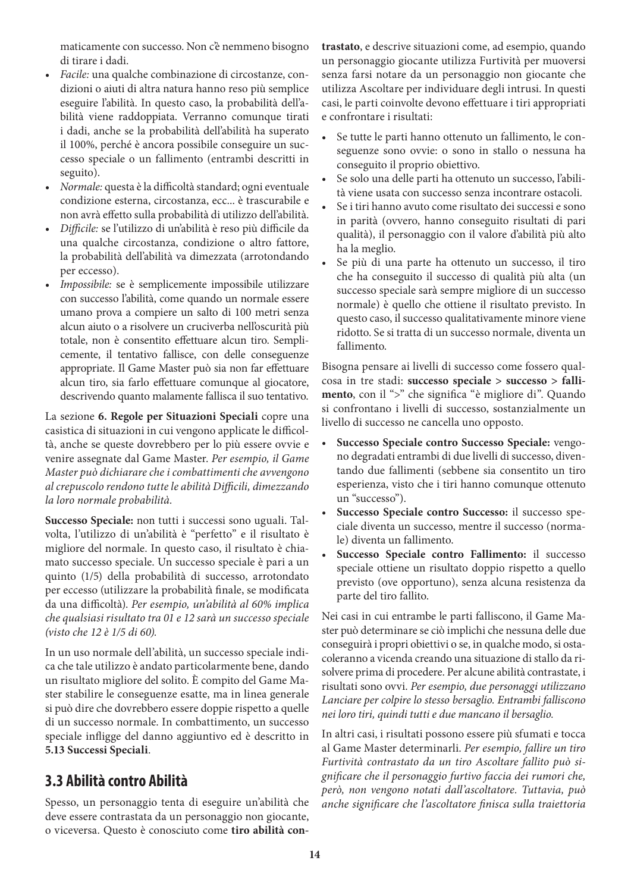maticamente con successo. Non c'è nemmeno bisogno di tirare i dadi.

- *Facile:* una qualche combinazione di circostanze, condizioni o aiuti di altra natura hanno reso più semplice eseguire l'abilità. In questo caso, la probabilità dell'abilità viene raddoppiata. Verranno comunque tirati i dadi, anche se la probabilità dell'abilità ha superato il 100%, perché è ancora possibile conseguire un successo speciale o un fallimento (entrambi descritti in seguito).
- *Normale:* questa è la difficoltà standard; ogni eventuale condizione esterna, circostanza, ecc... è trascurabile e non avrà effetto sulla probabilità di utilizzo dell'abilità.
- *Difficile:* se l'utilizzo di un'abilità è reso più difficile da una qualche circostanza, condizione o altro fattore, la probabilità dell'abilità va dimezzata (arrotondando per eccesso).
- *Impossibile:* se è semplicemente impossibile utilizzare con successo l'abilità, come quando un normale essere umano prova a compiere un salto di 100 metri senza alcun aiuto o a risolvere un cruciverba nell'oscurità più totale, non è consentito effettuare alcun tiro. Semplicemente, il tentativo fallisce, con delle conseguenze appropriate. Il Game Master può sia non far effettuare alcun tiro, sia farlo effettuare comunque al giocatore, descrivendo quanto malamente fallisca il suo tentativo.

La sezione **6. Regole per Situazioni Speciali** copre una casistica di situazioni in cui vengono applicate le difficoltà, anche se queste dovrebbero per lo più essere ovvie e venire assegnate dal Game Master. *Per esempio, il Game Master può dichiarare che i combattimenti che avvengono al crepuscolo rendono tutte le abilità Difficili, dimezzando la loro normale probabilità.*

**Successo Speciale:** non tutti i successi sono uguali. Talvolta, l'utilizzo di un'abilità è "perfetto" e il risultato è migliore del normale. In questo caso, il risultato è chiamato successo speciale. Un successo speciale è pari a un quinto (1/5) della probabilità di successo, arrotondato per eccesso (utilizzare la probabilità finale, se modificata da una difficoltà). *Per esempio, un'abilità al 60% implica che qualsiasi risultato tra 01 e 12 sarà un successo speciale (visto che 12 è 1/5 di 60).*

In un uso normale dell'abilità, un successo speciale indica che tale utilizzo è andato particolarmente bene, dando un risultato migliore del solito. È compito del Game Master stabilire le conseguenze esatte, ma in linea generale si può dire che dovrebbero essere doppie rispetto a quelle di un successo normale. In combattimento, un successo speciale infligge del danno aggiuntivo ed è descritto in **5.13 Successi Speciali**.

## 3.3 Abilità contro Abilità

Spesso, un personaggio tenta di eseguire un'abilità che deve essere contrastata da un personaggio non giocante, o viceversa. Questo è conosciuto come **tiro abilità contrastato**, e descrive situazioni come, ad esempio, quando un personaggio giocante utilizza Furtività per muoversi senza farsi notare da un personaggio non giocante che utilizza Ascoltare per individuare degli intrusi. In questi casi, le parti coinvolte devono effettuare i tiri appropriati e confrontare i risultati:

- Se tutte le parti hanno ottenuto un fallimento, le conseguenze sono ovvie: o sono in stallo o nessuna ha conseguito il proprio obiettivo.
- Se solo una delle parti ha ottenuto un successo, l'abilità viene usata con successo senza incontrare ostacoli.
- Se i tiri hanno avuto come risultato dei successi e sono in parità (ovvero, hanno conseguito risultati di pari qualità), il personaggio con il valore d'abilità più alto ha la meglio.
- Se più di una parte ha ottenuto un successo, il tiro che ha conseguito il successo di qualità più alta (un successo speciale sarà sempre migliore di un successo normale) è quello che ottiene il risultato previsto. In questo caso, il successo qualitativamente minore viene ridotto. Se si tratta di un successo normale, diventa un fallimento.

Bisogna pensare ai livelli di successo come fossero qualcosa in tre stadi: **successo speciale > successo > fallimento**, con il ">" che significa "è migliore di". Quando si confrontano i livelli di successo, sostanzialmente un livello di successo ne cancella uno opposto.

- **Successo Speciale contro Successo Speciale:** vengono degradati entrambi di due livelli di successo, diventando due fallimenti (sebbene sia consentito un tiro esperienza, visto che i tiri hanno comunque ottenuto un "successo").
- **Successo Speciale contro Successo:** il successo speciale diventa un successo, mentre il successo (normale) diventa un fallimento.
- **Successo Speciale contro Fallimento:** il successo speciale ottiene un risultato doppio rispetto a quello previsto (ove opportuno), senza alcuna resistenza da parte del tiro fallito.

Nei casi in cui entrambe le parti falliscono, il Game Master può determinare se ciò implichi che nessuna delle due conseguirà i propri obiettivi o se, in qualche modo, si ostacoleranno a vicenda creando una situazione di stallo da risolvere prima di procedere. Per alcune abilità contrastate, i risultati sono ovvi. *Per esempio, due personaggi utilizzano Lanciare per colpire lo stesso bersaglio. Entrambi falliscono nei loro tiri, quindi tutti e due mancano il bersaglio.*

In altri casi, i risultati possono essere più sfumati e tocca al Game Master determinarli. *Per esempio, fallire un tiro Furtività contrastato da un tiro Ascoltare fallito può significare che il personaggio furtivo faccia dei rumori che, però, non vengono notati dall'ascoltatore. Tuttavia, può anche significare che l'ascoltatore finisca sulla traiettoria*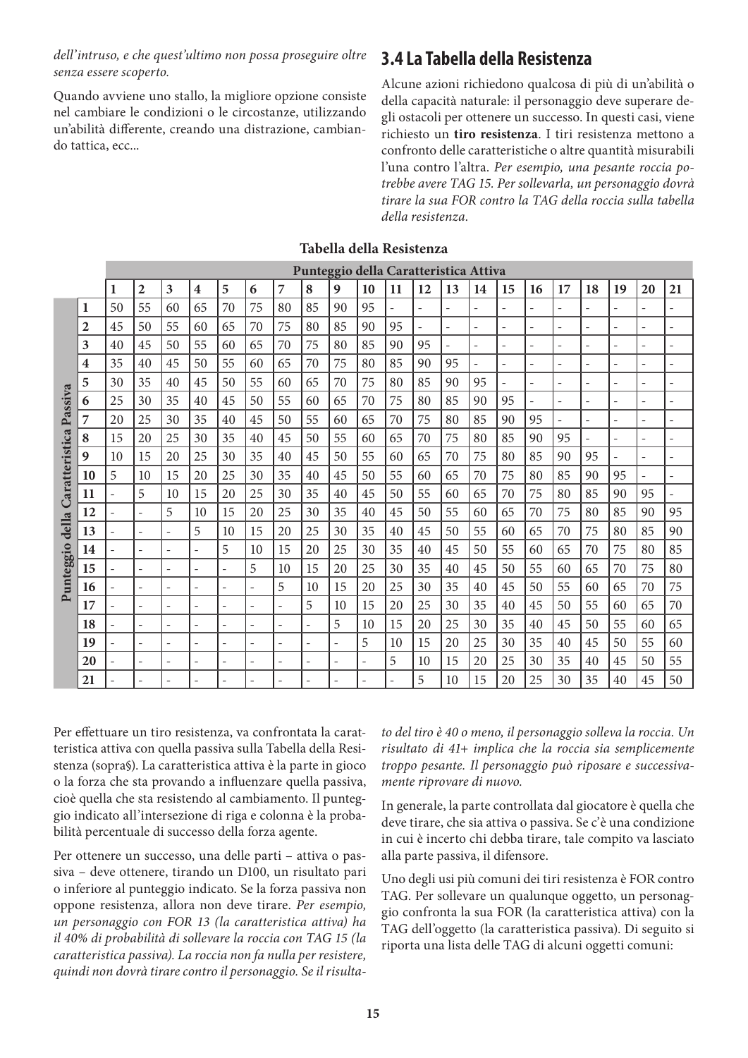*dell'intruso, e che quest'ultimo non possa proseguire oltre senza essere scoperto.*

Quando avviene uno stallo, la migliore opzione consiste nel cambiare le condizioni o le circostanze, utilizzando un'abilità differente, creando una distrazione, cambiando tattica, ecc...

## 3.4 La Tabella della Resistenza

Alcune azioni richiedono qualcosa di più di un'abilità o della capacità naturale: il personaggio deve superare degli ostacoli per ottenere un successo. In questi casi, viene richiesto un **tiro resistenza**. I tiri resistenza mettono a confronto delle caratteristiche o altre quantità misurabili l'una contro l'altra. *Per esempio, una pesante roccia potrebbe avere TAG 15. Per sollevarla, un personaggio dovrà tirare la sua FOR contro la TAG della roccia sulla tabella della resistenza.*

**Tabella della Resistenza**

| Punteggio della Caratteristica Passiva | Punteggio della Caratteristica Attiva | | | | | | | | | | | | | | | | | | | | |
|---|---|---|---|---|---|---|---|---|---|---|---|---|---|---|---|---|---|---|---|---|---|
| | 1 | 2 | 3 | 4 | 5 | 6 | 7 | 8 | 9 | 10 | 11 | 12 | 13 | 14 | 15 | 16 | 17 | 18 | 19 | 20 | 21 |
| 1 | 50 | 55 | 60 | 65 | 70 | 75 | 80 | 85 | 90 | 95 | - | - | - | - | - | - | - | - | - | - | - |
| 2 | 45 | 50 | 55 | 60 | 65 | 70 | 75 | 80 | 85 | 90 | 95 | - | - | - | - | - | - | - | - | - | - |
| 3 | 40 | 45 | 50 | 55 | 60 | 65 | 70 | 75 | 80 | 85 | 90 | 95 | - | - | - | - | - | - | - | - | - |
| 4 | 35 | 40 | 45 | 50 | 55 | 60 | 65 | 70 | 75 | 80 | 85 | 90 | 95 | - | - | - | - | - | - | - | - |
| 5 | 30 | 35 | 40 | 45 | 50 | 55 | 60 | 65 | 70 | 75 | 80 | 85 | 90 | 95 | - | - | - | - | - | - | - |
| 6 | 25 | 30 | 35 | 40 | 45 | 50 | 55 | 60 | 65 | 70 | 75 | 80 | 85 | 90 | 95 | - | - | - | - | - | - |
| 7 | 20 | 25 | 30 | 35 | 40 | 45 | 50 | 55 | 60 | 65 | 70 | 75 | 80 | 85 | 90 | 95 | - | - | - | - | - |
| 8 | 15 | 20 | 25 | 30 | 35 | 40 | 45 | 50 | 55 | 60 | 65 | 70 | 75 | 80 | 85 | 90 | 95 | - | - | - | - |
| 9 | 10 | 15 | 20 | 25 | 30 | 35 | 40 | 45 | 50 | 55 | 60 | 65 | 70 | 75 | 80 | 85 | 90 | 95 | - | - | - |
| 10 | 5 | 10 | 15 | 20 | 25 | 30 | 35 | 40 | 45 | 50 | 55 | 60 | 65 | 70 | 75 | 80 | 85 | 90 | 95 | - | - |
| 11 | - | 5 | 10 | 15 | 20 | 25 | 30 | 35 | 40 | 45 | 50 | 55 | 60 | 65 | 70 | 75 | 80 | 85 | 90 | 95 | - |
| 12 | - | - | 5 | 10 | 15 | 20 | 25 | 30 | 35 | 40 | 45 | 50 | 55 | 60 | 65 | 70 | 75 | 80 | 85 | 90 | 95 |
| 13 | - | - | - | 5 | 10 | 15 | 20 | 25 | 30 | 35 | 40 | 45 | 50 | 55 | 60 | 65 | 70 | 75 | 80 | 85 | 90 |
| 14 | - | - | - | - | 5 | 10 | 15 | 20 | 25 | 30 | 35 | 40 | 45 | 50 | 55 | 60 | 65 | 70 | 75 | 80 | 85 |
| 15 | - | - | - | - | - | 5 | 10 | 15 | 20 | 25 | 30 | 35 | 40 | 45 | 50 | 55 | 60 | 65 | 70 | 75 | 80 |
| 16 | - | - | - | - | - | - | 5 | 10 | 15 | 20 | 25 | 30 | 35 | 40 | 45 | 50 | 55 | 60 | 65 | 70 | 75 |
| 17 | - | - | - | - | - | - | - | 5 | 10 | 15 | 20 | 25 | 30 | 35 | 40 | 45 | 50 | 55 | 60 | 65 | 70 |
| 18 | - | - | - | - | - | - | - | - | 5 | 10 | 15 | 20 | 25 | 30 | 35 | 40 | 45 | 50 | 55 | 60 | 65 |
| 19 | - | - | - | - | - | - | - | - | - | 5 | 10 | 15 | 20 | 25 | 30 | 35 | 40 | 45 | 50 | 55 | 60 |
| 20 | - | - | - | - | - | - | - | - | - | - | 5 | 10 | 15 | 20 | 25 | 30 | 35 | 40 | 45 | 50 | 55 |
| 21 | - | - | - | - | - | - | - | - | - | - | - | 5 | 10 | 15 | 20 | 25 | 30 | 35 | 40 | 45 | 50 |

Per effettuare un tiro resistenza, va confrontata la caratteristica attiva con quella passiva sulla Tabella della Resistenza (sopra§). La caratteristica attiva è la parte in gioco o la forza che sta provando a influenzare quella passiva, cioè quella che sta resistendo al cambiamento. Il punteggio indicato all'intersezione di riga e colonna è la probabilità percentuale di successo della forza agente.

Per ottenere un successo, una delle parti – attiva o passiva – deve ottenere, tirando un D100, un risultato pari o inferiore al punteggio indicato. Se la forza passiva non oppone resistenza, allora non deve tirare. *Per esempio, un personaggio con FOR 13 (la caratteristica attiva) ha il 40% di probabilità di sollevare la roccia con TAG 15 (la caratteristica passiva). La roccia non fa nulla per resistere, quindi non dovrà tirare contro il personaggio. Se il risultato del tiro è 40 o meno, il personaggio solleva la roccia. Un risultato di 41+ implica che la roccia sia semplicemente troppo pesante. Il personaggio può riposare e successivamente riprovare di nuovo.*

In generale, la parte controllata dal giocatore è quella che deve tirare, che sia attiva o passiva. Se c'è una condizione in cui è incerto chi debba tirare, tale compito va lasciato alla parte passiva, il difensore.

Uno degli usi più comuni dei tiri resistenza è FOR contro TAG. Per sollevare un qualunque oggetto, un personaggio confronta la sua FOR (la caratteristica attiva) con la TAG dell'oggetto (la caratteristica passiva). Di seguito si riporta una lista delle TAG di alcuni oggetti comuni: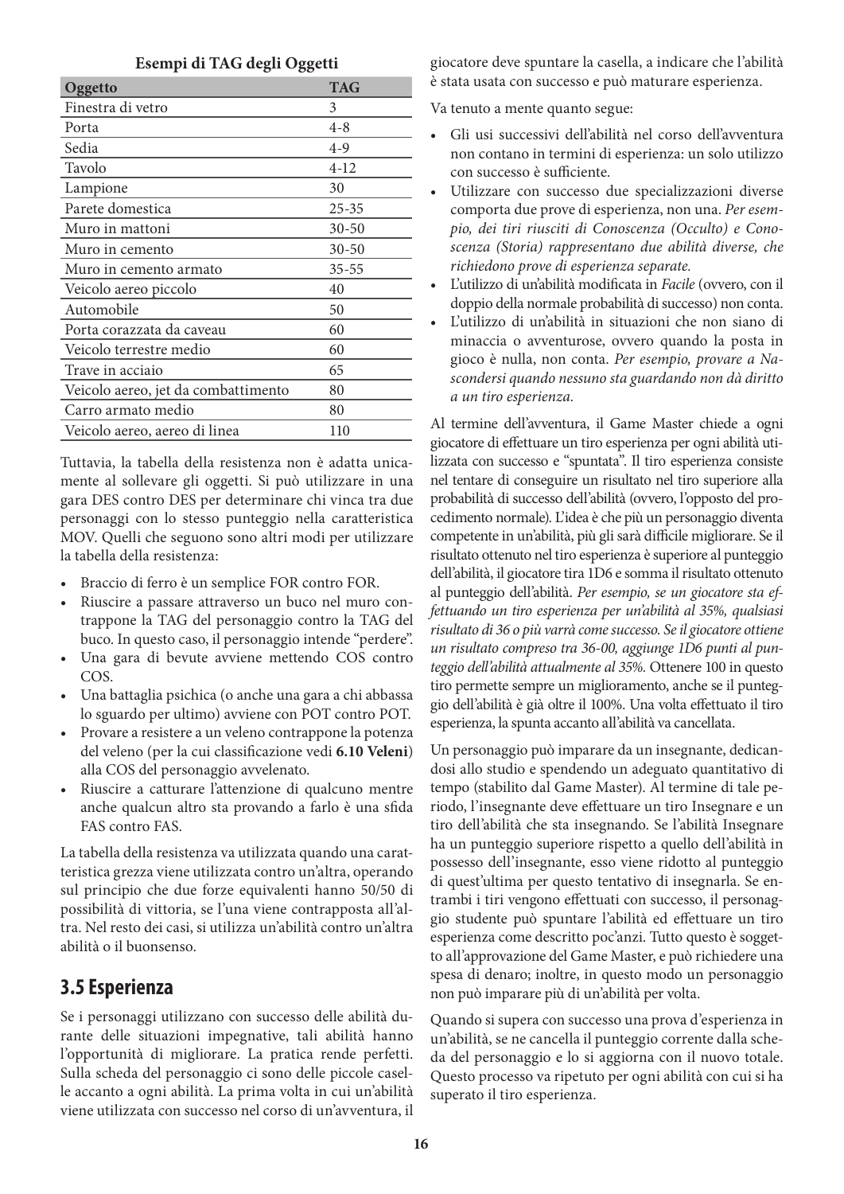**Esempi di TAG degli Oggetti**

| Oggetto | TAG |
|---|---|
| Finestra di vetro | 3 |
| Porta | 4-8 |
| Sedia | 4-9 |
| Tavolo | 4-12 |
| Lampione | 30 |
| Parete domestica | 25-35 |
| Muro in mattoni | 30-50 |
| Muro in cemento | 30-50 |
| Muro in cemento armato | 35-55 |
| Veicolo aereo piccolo | 40 |
| Automobile | 50 |
| Porta corazzata da caveau | 60 |
| Veicolo terrestre medio | 60 |
| Trave in acciaio | 65 |
| Veicolo aereo, jet da combattimento | 80 |
| Carro armato medio | 80 |
| Veicolo aereo, aereo di linea | 110 |

Tuttavia, la tabella della resistenza non è adatta unicamente al sollevare gli oggetti. Si può utilizzare in una gara DES contro DES per determinare chi vinca tra due personaggi con lo stesso punteggio nella caratteristica MOV. Quelli che seguono sono altri modi per utilizzare la tabella della resistenza:

- Braccio di ferro è un semplice FOR contro FOR.
- Riuscire a passare attraverso un buco nel muro contrappone la TAG del personaggio contro la TAG del buco. In questo caso, il personaggio intende "perdere".
- Una gara di bevute avviene mettendo COS contro COS.
- Una battaglia psichica (o anche una gara a chi abbassa lo sguardo per ultimo) avviene con POT contro POT.
- Provare a resistere a un veleno contrappone la potenza del veleno (per la cui classificazione vedi **6.10 Veleni**) alla COS del personaggio avvelenato.
- Riuscire a catturare l'attenzione di qualcuno mentre anche qualcun altro sta provando a farlo è una sfida FAS contro FAS.

La tabella della resistenza va utilizzata quando una caratteristica grezza viene utilizzata contro un'altra, operando sul principio che due forze equivalenti hanno 50/50 di possibilità di vittoria, se l'una viene contrapposta all'altra. Nel resto dei casi, si utilizza un'abilità contro un'altra abilità o il buonsenso.

## 3.5 Esperienza

Se i personaggi utilizzano con successo delle abilità durante delle situazioni impegnative, tali abilità hanno l'opportunità di migliorare. La pratica rende perfetti. Sulla scheda del personaggio ci sono delle piccole caselle accanto a ogni abilità. La prima volta in cui un'abilità viene utilizzata con successo nel corso di un'avventura, il giocatore deve spuntare la casella, a indicare che l'abilità è stata usata con successo e può maturare esperienza.

Va tenuto a mente quanto segue:

- Gli usi successivi dell'abilità nel corso dell'avventura non contano in termini di esperienza: un solo utilizzo con successo è sufficiente.
- Utilizzare con successo due specializzazioni diverse comporta due prove di esperienza, non una. *Per esempio, dei tiri riusciti di Conoscenza (Occulto) e Conoscenza (Storia) rappresentano due abilità diverse, che richiedono prove di esperienza separate.*
- L'utilizzo di un'abilità modificata in *Facile* (ovvero, con il doppio della normale probabilità di successo) non conta.
- L'utilizzo di un'abilità in situazioni che non siano di minaccia o avventurose, ovvero quando la posta in gioco è nulla, non conta. *Per esempio, provare a Nascondersi quando nessuno sta guardando non dà diritto a un tiro esperienza.*

Al termine dell'avventura, il Game Master chiede a ogni giocatore di effettuare un tiro esperienza per ogni abilità utilizzata con successo e "spuntata". Il tiro esperienza consiste nel tentare di conseguire un risultato nel tiro superiore alla probabilità di successo dell'abilità (ovvero, l'opposto del procedimento normale). L'idea è che più un personaggio diventa competente in un'abilità, più gli sarà difficile migliorare. Se il risultato ottenuto nel tiro esperienza è superiore al punteggio dell'abilità, il giocatore tira 1D6 e somma il risultato ottenuto al punteggio dell'abilità. *Per esempio, se un giocatore sta effettuando un tiro esperienza per un'abilità al 35%, qualsiasi risultato di 36 o più varrà come successo. Se il giocatore ottiene un risultato compreso tra 36-00, aggiunge 1D6 punti al punteggio dell'abilità attualmente al 35%.* Ottenere 100 in questo tiro permette sempre un miglioramento, anche se il punteggio dell'abilità è già oltre il 100%. Una volta effettuato il tiro esperienza, la spunta accanto all'abilità va cancellata.

Un personaggio può imparare da un insegnante, dedicandosi allo studio e spendendo un adeguato quantitativo di tempo (stabilito dal Game Master). Al termine di tale periodo, l'insegnante deve effettuare un tiro Insegnare e un tiro dell'abilità che sta insegnando. Se l'abilità Insegnare ha un punteggio superiore rispetto a quello dell'abilità in possesso dell'insegnante, esso viene ridotto al punteggio di quest'ultima per questo tentativo di insegnarla. Se entrambi i tiri vengono effettuati con successo, il personaggio studente può spuntare l'abilità ed effettuare un tiro esperienza come descritto poc'anzi. Tutto questo è soggetto all'approvazione del Game Master, e può richiedere una spesa di denaro; inoltre, in questo modo un personaggio non può imparare più di un'abilità per volta.

Quando si supera con successo una prova d'esperienza in un'abilità, se ne cancella il punteggio corrente dalla scheda del personaggio e lo si aggiorna con il nuovo totale. Questo processo va ripetuto per ogni abilità con cui si ha superato il tiro esperienza.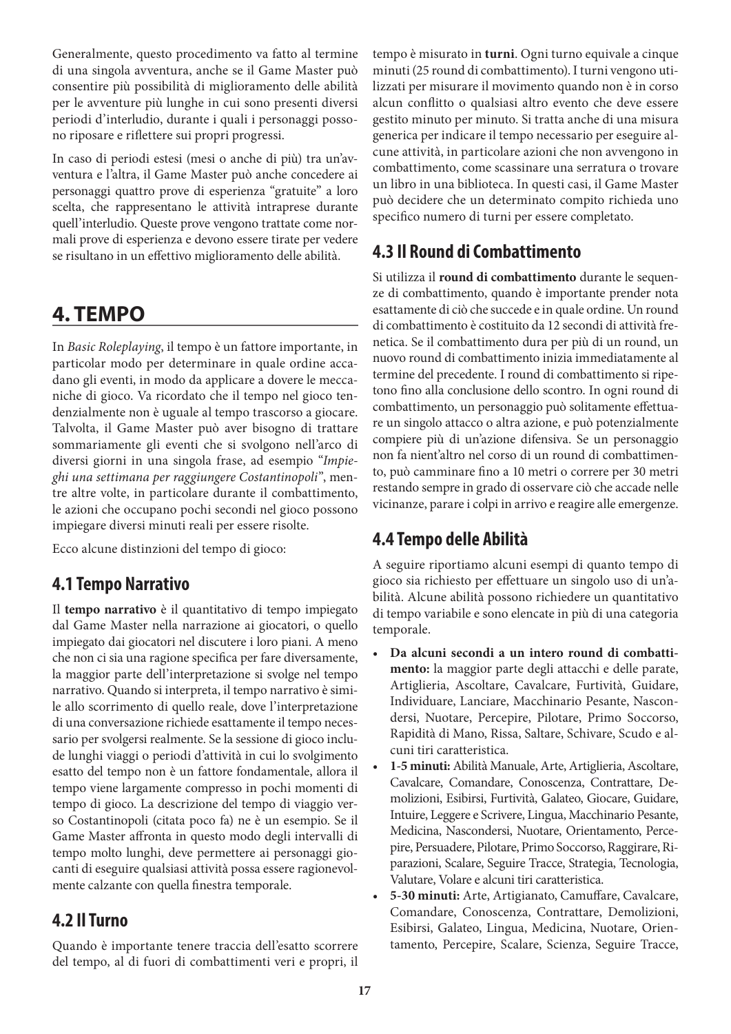Generalmente, questo procedimento va fatto al termine di una singola avventura, anche se il Game Master può consentire più possibilità di miglioramento delle abilità per le avventure più lunghe in cui sono presenti diversi periodi d'interludio, durante i quali i personaggi possono riposare e riflettere sui propri progressi.

In caso di periodi estesi (mesi o anche di più) tra un'avventura e l'altra, il Game Master può anche concedere ai personaggi quattro prove di esperienza "gratuite" a loro scelta, che rappresentano le attività intraprese durante quell'interludio. Queste prove vengono trattate come normali prove di esperienza e devono essere tirate per vedere se risultano in un effettivo miglioramento delle abilità.

# 4. TEMPO

In *Basic Roleplaying*, il tempo è un fattore importante, in particolar modo per determinare in quale ordine accadano gli eventi, in modo da applicare a dovere le meccaniche di gioco. Va ricordato che il tempo nel gioco tendenzialmente non è uguale al tempo trascorso a giocare. Talvolta, il Game Master può aver bisogno di trattare sommariamente gli eventi che si svolgono nell'arco di diversi giorni in una singola frase, ad esempio "*Impieghi una settimana per raggiungere Costantinopoli*", mentre altre volte, in particolare durante il combattimento, le azioni che occupano pochi secondi nel gioco possono impiegare diversi minuti reali per essere risolte.

Ecco alcune distinzioni del tempo di gioco:

## 4.1 Tempo Narrativo

Il **tempo narrativo** è il quantitativo di tempo impiegato dal Game Master nella narrazione ai giocatori, o quello impiegato dai giocatori nel discutere i loro piani. A meno che non ci sia una ragione specifica per fare diversamente, la maggior parte dell'interpretazione si svolge nel tempo narrativo. Quando si interpreta, il tempo narrativo è simile allo scorrimento di quello reale, dove l'interpretazione di una conversazione richiede esattamente il tempo necessario per svolgersi realmente. Se la sessione di gioco include lunghi viaggi o periodi d'attività in cui lo svolgimento esatto del tempo non è un fattore fondamentale, allora il tempo viene largamente compresso in pochi momenti di tempo di gioco. La descrizione del tempo di viaggio verso Costantinopoli (citata poco fa) ne è un esempio. Se il Game Master affronta in questo modo degli intervalli di tempo molto lunghi, deve permettere ai personaggi giocanti di eseguire qualsiasi attività possa essere ragionevolmente calzante con quella finestra temporale.

## 4.2 Il Turno

Quando è importante tenere traccia dell'esatto scorrere del tempo, al di fuori di combattimenti veri e propri, il tempo è misurato in **turni**. Ogni turno equivale a cinque minuti (25 round di combattimento). I turni vengono utilizzati per misurare il movimento quando non è in corso alcun conflitto o qualsiasi altro evento che deve essere gestito minuto per minuto. Si tratta anche di una misura generica per indicare il tempo necessario per eseguire alcune attività, in particolare azioni che non avvengono in combattimento, come scassinare una serratura o trovare un libro in una biblioteca. In questi casi, il Game Master può decidere che un determinato compito richieda uno specifico numero di turni per essere completato.

## 4.3 Il Round di Combattimento

Si utilizza il **round di combattimento** durante le sequenze di combattimento, quando è importante prender nota esattamente di ciò che succede e in quale ordine. Un round di combattimento è costituito da 12 secondi di attività frenetica. Se il combattimento dura per più di un round, un nuovo round di combattimento inizia immediatamente al termine del precedente. I round di combattimento si ripetono fino alla conclusione dello scontro. In ogni round di combattimento, un personaggio può solitamente effettuare un singolo attacco o altra azione, e può potenzialmente compiere più di un'azione difensiva. Se un personaggio non fa nient'altro nel corso di un round di combattimento, può camminare fino a 10 metri o correre per 30 metri restando sempre in grado di osservare ciò che accade nelle vicinanze, parare i colpi in arrivo e reagire alle emergenze.

## 4.4 Tempo delle Abilità

A seguire riportiamo alcuni esempi di quanto tempo di gioco sia richiesto per effettuare un singolo uso di un'abilità. Alcune abilità possono richiedere un quantitativo di tempo variabile e sono elencate in più di una categoria temporale.

- **Da alcuni secondi a un intero round di combattimento:** la maggior parte degli attacchi e delle parate, Artiglieria, Ascoltare, Cavalcare, Furtività, Guidare, Individuare, Lanciare, Macchinario Pesante, Nascondersi, Nuotare, Percepire, Pilotare, Primo Soccorso, Rapidità di Mano, Rissa, Saltare, Schivare, Scudo e alcuni tiri caratteristica.
- **1-5 minuti:** Abilità Manuale, Arte, Artiglieria, Ascoltare, Cavalcare, Comandare, Conoscenza, Contrattare, Demolizioni, Esibirsi, Furtività, Galateo, Giocare, Guidare, Intuire, Leggere e Scrivere, Lingua, Macchinario Pesante, Medicina, Nascondersi, Nuotare, Orientamento, Percepire, Persuadere, Pilotare, Primo Soccorso, Raggirare, Riparazioni, Scalare, Seguire Tracce, Strategia, Tecnologia, Valutare, Volare e alcuni tiri caratteristica.
- **5-30 minuti:** Arte, Artigianato, Camuffare, Cavalcare, Comandare, Conoscenza, Contrattare, Demolizioni, Esibirsi, Galateo, Lingua, Medicina, Nuotare, Orientamento, Percepire, Scalare, Scienza, Seguire Tracce,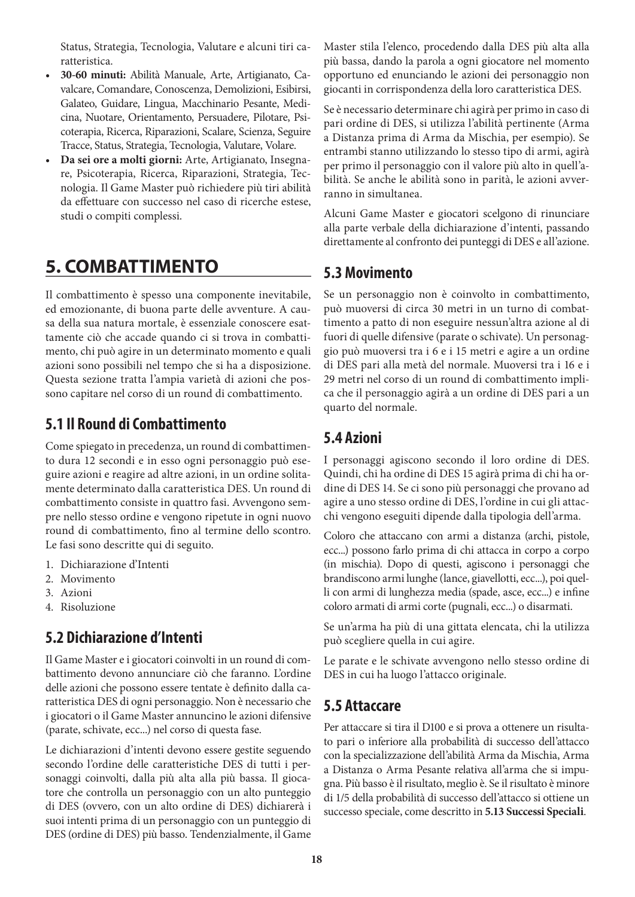Status, Strategia, Tecnologia, Valutare e alcuni tiri caratteristica.

- **30-60 minuti:** Abilità Manuale, Arte, Artigianato, Cavalcare, Comandare, Conoscenza, Demolizioni, Esibirsi, Galateo, Guidare, Lingua, Macchinario Pesante, Medicina, Nuotare, Orientamento, Persuadere, Pilotare, Psicoterapia, Ricerca, Riparazioni, Scalare, Scienza, Seguire Tracce, Status, Strategia, Tecnologia, Valutare, Volare.
- **Da sei ore a molti giorni:** Arte, Artigianato, Insegnare, Psicoterapia, Ricerca, Riparazioni, Strategia, Tecnologia. Il Game Master può richiedere più tiri abilità da effettuare con successo nel caso di ricerche estese, studi o compiti complessi.

# 5. COMBATTIMENTO

Il combattimento è spesso una componente inevitabile, ed emozionante, di buona parte delle avventure. A causa della sua natura mortale, è essenziale conoscere esattamente ciò che accade quando ci si trova in combattimento, chi può agire in un determinato momento e quali azioni sono possibili nel tempo che si ha a disposizione. Questa sezione tratta l'ampia varietà di azioni che possono capitare nel corso di un round di combattimento.

## 5.1 Il Round di Combattimento

Come spiegato in precedenza, un round di combattimento dura 12 secondi e in esso ogni personaggio può eseguire azioni e reagire ad altre azioni, in un ordine solitamente determinato dalla caratteristica DES. Un round di combattimento consiste in quattro fasi. Avvengono sempre nello stesso ordine e vengono ripetute in ogni nuovo round di combattimento, fino al termine dello scontro. Le fasi sono descritte qui di seguito.

1. Dichiarazione d'Intenti
2. Movimento
3. Azioni
4. Risoluzione

## 5.2 Dichiarazione d'Intenti

Il Game Master e i giocatori coinvolti in un round di combattimento devono annunciare ciò che faranno. L'ordine delle azioni che possono essere tentate è definito dalla caratteristica DES di ogni personaggio. Non è necessario che i giocatori o il Game Master annuncino le azioni difensive (parate, schivate, ecc...) nel corso di questa fase.

Le dichiarazioni d'intenti devono essere gestite seguendo secondo l'ordine delle caratteristiche DES di tutti i personaggi coinvolti, dalla più alta alla più bassa. Il giocatore che controlla un personaggio con un alto punteggio di DES (ovvero, con un alto ordine di DES) dichiarerà i suoi intenti prima di un personaggio con un punteggio di DES (ordine di DES) più basso. Tendenzialmente, il Game Master stila l'elenco, procedendo dalla DES più alta alla più bassa, dando la parola a ogni giocatore nel momento opportuno ed enunciando le azioni dei personaggio non giocanti in corrispondenza della loro caratteristica DES.

Se è necessario determinare chi agirà per primo in caso di pari ordine di DES, si utilizza l'abilità pertinente (Arma a Distanza prima di Arma da Mischia, per esempio). Se entrambi stanno utilizzando lo stesso tipo di armi, agirà per primo il personaggio con il valore più alto in quell'abilità. Se anche le abilità sono in parità, le azioni avverranno in simultanea.

Alcuni Game Master e giocatori scelgono di rinunciare alla parte verbale della dichiarazione d'intenti, passando direttamente al confronto dei punteggi di DES e all'azione.

## 5.3 Movimento

Se un personaggio non è coinvolto in combattimento, può muoversi di circa 30 metri in un turno di combattimento a patto di non eseguire nessun'altra azione al di fuori di quelle difensive (parate o schivate). Un personaggio può muoversi tra i 6 e i 15 metri e agire a un ordine di DES pari alla metà del normale. Muoversi tra i 16 e i 29 metri nel corso di un round di combattimento implica che il personaggio agirà a un ordine di DES pari a un quarto del normale.

## 5.4 Azioni

I personaggi agiscono secondo il loro ordine di DES. Quindi, chi ha ordine di DES 15 agirà prima di chi ha ordine di DES 14. Se ci sono più personaggi che provano ad agire a uno stesso ordine di DES, l'ordine in cui gli attacchi vengono eseguiti dipende dalla tipologia dell'arma.

Coloro che attaccano con armi a distanza (archi, pistole, ecc...) possono farlo prima di chi attacca in corpo a corpo (in mischia). Dopo di questi, agiscono i personaggi che brandiscono armi lunghe (lance, giavellotti, ecc...), poi quelli con armi di lunghezza media (spade, asce, ecc...) e infine coloro armati di armi corte (pugnali, ecc...) o disarmati.

Se un'arma ha più di una gittata elencata, chi la utilizza può scegliere quella in cui agire.

Le parate e le schivate avvengono nello stesso ordine di DES in cui ha luogo l'attacco originale.

## 5.5 Attaccare

Per attaccare si tira il D100 e si prova a ottenere un risultato pari o inferiore alla probabilità di successo dell'attacco con la specializzazione dell'abilità Arma da Mischia, Arma a Distanza o Arma Pesante relativa all'arma che si impugna. Più basso è il risultato, meglio è. Se il risultato è minore di 1/5 della probabilità di successo dell'attacco si ottiene un successo speciale, come descritto in **5.13 Successi Speciali**.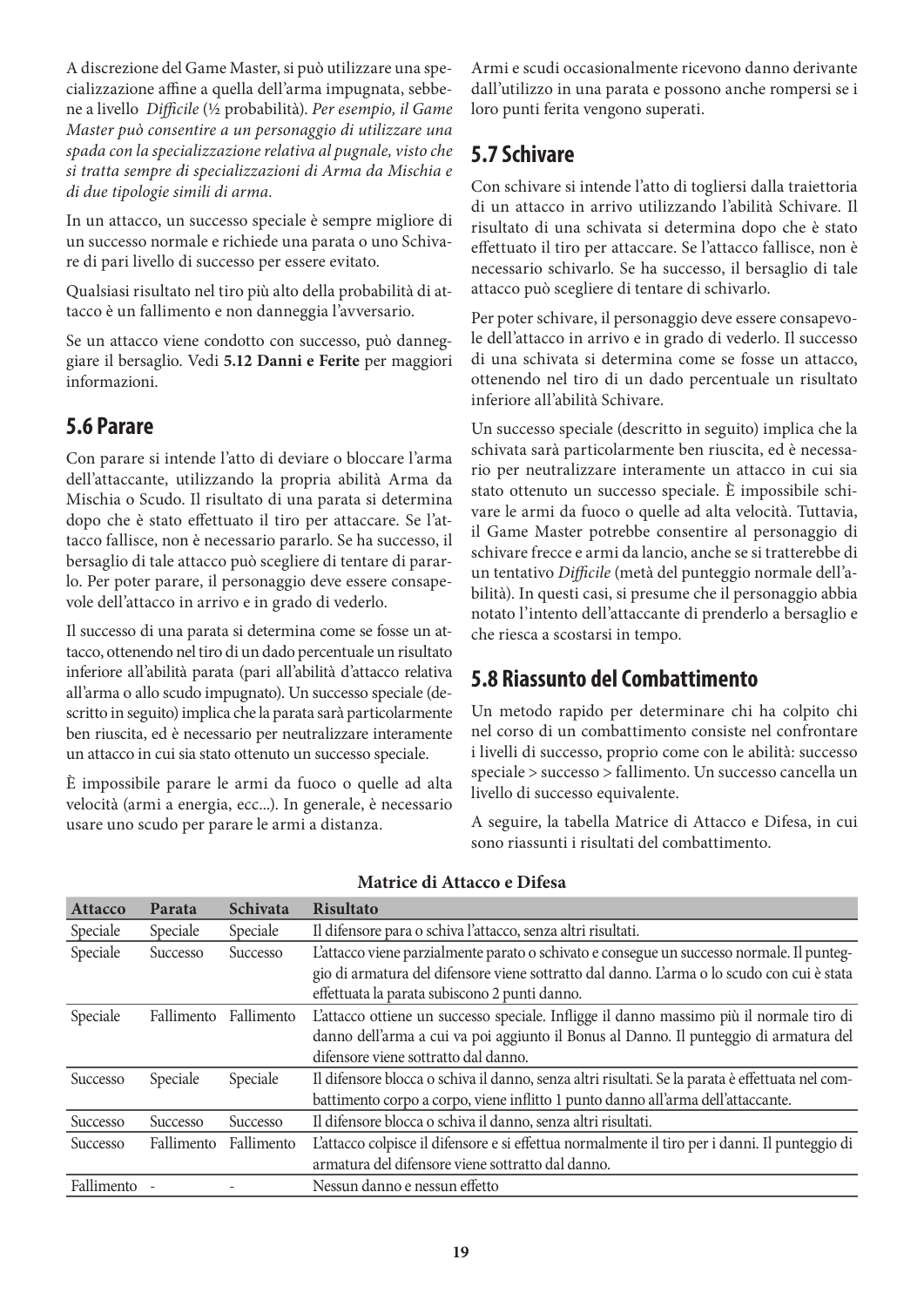A discrezione del Game Master, si può utilizzare una specializzazione affine a quella dell'arma impugnata, sebbene a livello *Difficile* (½ probabilità). *Per esempio, il Game Master può consentire a un personaggio di utilizzare una spada con la specializzazione relativa al pugnale, visto che si tratta sempre di specializzazioni di Arma da Mischia e di due tipologie simili di arma.*

In un attacco, un successo speciale è sempre migliore di un successo normale e richiede una parata o uno Schivare di pari livello di successo per essere evitato.

Qualsiasi risultato nel tiro più alto della probabilità di attacco è un fallimento e non danneggia l'avversario.

Se un attacco viene condotto con successo, può danneggiare il bersaglio. Vedi **5.12 Danni e Ferite** per maggiori informazioni.

## 5.6 Parare

Con parare si intende l'atto di deviare o bloccare l'arma dell'attaccante, utilizzando la propria abilità Arma da Mischia o Scudo. Il risultato di una parata si determina dopo che è stato effettuato il tiro per attaccare. Se l'attacco fallisce, non è necessario pararlo. Se ha successo, il bersaglio di tale attacco può scegliere di tentare di pararlo. Per poter parare, il personaggio deve essere consapevole dell'attacco in arrivo e in grado di vederlo.

Il successo di una parata si determina come se fosse un attacco, ottenendo nel tiro di un dado percentuale un risultato inferiore all'abilità parata (pari all'abilità d'attacco relativa all'arma o allo scudo impugnato). Un successo speciale (descritto in seguito) implica che la parata sarà particolarmente ben riuscita, ed è necessario per neutralizzare interamente un attacco in cui sia stato ottenuto un successo speciale.

È impossibile parare le armi da fuoco o quelle ad alta velocità (armi a energia, ecc...). In generale, è necessario usare uno scudo per parare le armi a distanza.

Armi e scudi occasionalmente ricevono danno derivante dall'utilizzo in una parata e possono anche rompersi se i loro punti ferita vengono superati.

## 5.7 Schivare

Con schivare si intende l'atto di togliersi dalla traiettoria di un attacco in arrivo utilizzando l'abilità Schivare. Il risultato di una schivata si determina dopo che è stato effettuato il tiro per attaccare. Se l'attacco fallisce, non è necessario schivarlo. Se ha successo, il bersaglio di tale attacco può scegliere di tentare di schivarlo.

Per poter schivare, il personaggio deve essere consapevole dell'attacco in arrivo e in grado di vederlo. Il successo di una schivata si determina come se fosse un attacco, ottenendo nel tiro di un dado percentuale un risultato inferiore all'abilità Schivare.

Un successo speciale (descritto in seguito) implica che la schivata sarà particolarmente ben riuscita, ed è necessario per neutralizzare interamente un attacco in cui sia stato ottenuto un successo speciale. È impossibile schivare le armi da fuoco o quelle ad alta velocità. Tuttavia, il Game Master potrebbe consentire al personaggio di schivare frecce e armi da lancio, anche se si tratterebbe di un tentativo *Difficile* (metà del punteggio normale dell'abilità). In questi casi, si presume che il personaggio abbia notato l'intento dell'attaccante di prenderlo a bersaglio e che riesca a scostarsi in tempo.

## 5.8 Riassunto del Combattimento

Un metodo rapido per determinare chi ha colpito chi nel corso di un combattimento consiste nel confrontare i livelli di successo, proprio come con le abilità: successo speciale > successo > fallimento. Un successo cancella un livello di successo equivalente.

A seguire, la tabella Matrice di Attacco e Difesa, in cui sono riassunti i risultati del combattimento.

**Matrice di Attacco e Difesa**

| Attacco | Parata | Schivata | Risultato |
|---|---|---|---|
| Speciale | Speciale | Speciale | Il difensore para o schiva l'attacco, senza altri risultati. |
| Speciale | Successo | Successo | L'attacco viene parzialmente parato o schivato e consegue un successo normale. Il punteggio di armatura del difensore viene sottratto dal danno. L'arma o lo scudo con cui è stata effettuata la parata subiscono 2 punti danno. |
| Speciale | Fallimento | Fallimento | L'attacco ottiene un successo speciale. Infligge il danno massimo più il normale tiro di danno dell'arma a cui va poi aggiunto il Bonus al Danno. Il punteggio di armatura del difensore viene sottratto dal danno. |
| Successo | Speciale | Speciale | Il difensore blocca o schiva il danno, senza altri risultati. Se la parata è effettuata nel combattimento corpo a corpo, viene inflitto 1 punto danno all'arma dell'attaccante. |
| Successo | Successo | Successo | Il difensore blocca o schiva il danno, senza altri risultati. |
| Successo | Fallimento | Fallimento | L'attacco colpisce il difensore e si effettua normalmente il tiro per i danni. Il punteggio di armatura del difensore viene sottratto dal danno. |
| Fallimento | - | - | Nessun danno e nessun effetto |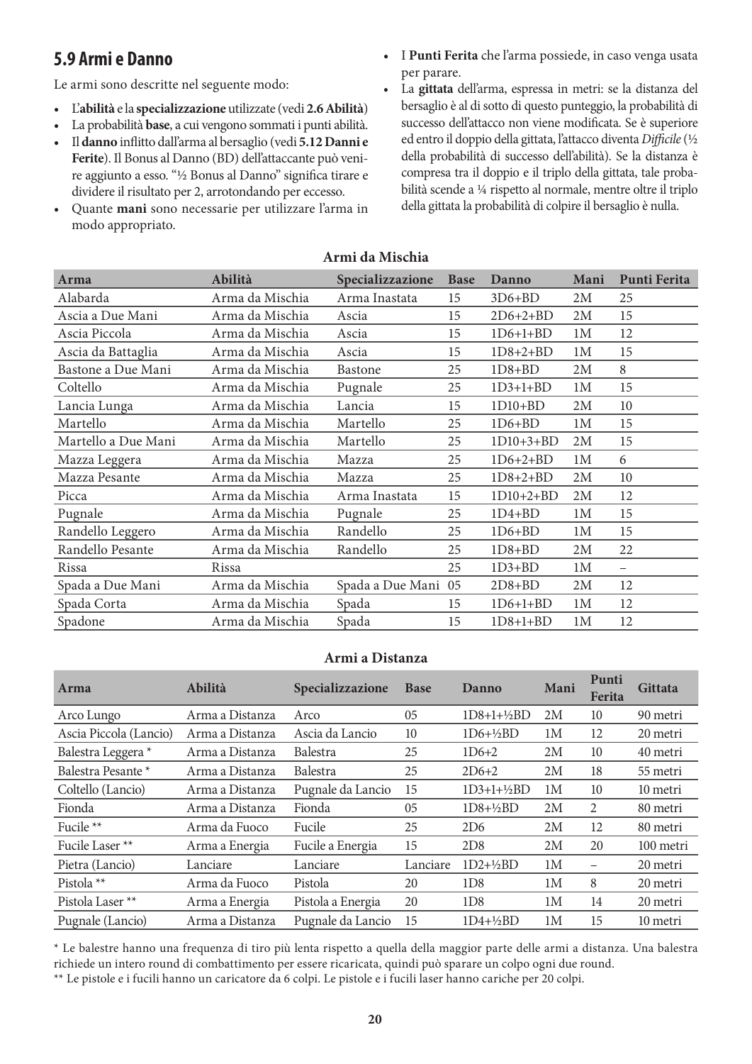## 5.9 Armi e Danno

Le armi sono descritte nel seguente modo:

- L'**abilità** e la **specializzazione** utilizzate (vedi **2.6 Abilità**)
- La probabilità **base**, a cui vengono sommati i punti abilità.
- Il **danno** inflitto dall'arma al bersaglio (vedi **5.12 Danni e Ferite**). Il Bonus al Danno (BD) dell'attaccante può venire aggiunto a esso. "½ Bonus al Danno" significa tirare e dividere il risultato per 2, arrotondando per eccesso.
- Quante **mani** sono necessarie per utilizzare l'arma in modo appropriato.
- I **Punti Ferita** che l'arma possiede, in caso venga usata per parare.
- La **gittata** dell'arma, espressa in metri: se la distanza del bersaglio è al di sotto di questo punteggio, la probabilità di successo dell'attacco non viene modificata. Se è superiore ed entro il doppio della gittata, l'attacco diventa *Difficile* (½ della probabilità di successo dell'abilità). Se la distanza è compresa tra il doppio e il triplo della gittata, tale probabilità scende a ¼ rispetto al normale, mentre oltre il triplo della gittata la probabilità di colpire il bersaglio è nulla.

**Armi da Mischia**

| Arma | Abilità | Specializzazione | Base | Danno | Mani | Punti Ferita |
|---|---|---|---|---|---|---|
| Alabarda | Arma da Mischia | Arma Inastata | 15 | 3D6+BD | 2M | 25 |
| Ascia a Due Mani | Arma da Mischia | Ascia | 15 | 2D6+2+BD | 2M | 15 |
| Ascia Piccola | Arma da Mischia | Ascia | 15 | 1D6+1+BD | 1M | 12 |
| Ascia da Battaglia | Arma da Mischia | Ascia | 15 | 1D8+2+BD | 1M | 15 |
| Bastone a Due Mani | Arma da Mischia | Bastone | 25 | 1D8+BD | 2M | 8 |
| Coltello | Arma da Mischia | Pugnale | 25 | 1D3+1+BD | 1M | 15 |
| Lancia Lunga | Arma da Mischia | Lancia | 15 | 1D10+BD | 2M | 10 |
| Martello | Arma da Mischia | Martello | 25 | 1D6+BD | 1M | 15 |
| Martello a Due Mani | Arma da Mischia | Martello | 25 | 1D10+3+BD | 2M | 15 |
| Mazza Leggera | Arma da Mischia | Mazza | 25 | 1D6+2+BD | 1M | 6 |
| Mazza Pesante | Arma da Mischia | Mazza | 25 | 1D8+2+BD | 2M | 10 |
| Picca | Arma da Mischia | Arma Inastata | 15 | 1D10+2+BD | 2M | 12 |
| Pugnale | Arma da Mischia | Pugnale | 25 | 1D4+BD | 1M | 15 |
| Randello Leggero | Arma da Mischia | Randello | 25 | 1D6+BD | 1M | 15 |
| Randello Pesante | Arma da Mischia | Randello | 25 | 1D8+BD | 2M | 22 |
| Rissa | Rissa | | 25 | 1D3+BD | 1M | – |
| Spada a Due Mani | Arma da Mischia | Spada a Due Mani | 05 | 2D8+BD | 2M | 12 |
| Spada Corta | Arma da Mischia | Spada | 15 | 1D6+1+BD | 1M | 12 |
| Spadone | Arma da Mischia | Spada | 15 | 1D8+1+BD | 1M | 12 |

**Armi a Distanza**

| Arma | Abilità | Specializzazione | Base | Danno | Mani | Punti Ferita | Gittata |
|---|---|---|---|---|---|---|---|
| Arco Lungo | Arma a Distanza | Arco | 05 | 1D8+1+½BD | 2M | 10 | 90 metri |
| Ascia Piccola (Lancio) | Arma a Distanza | Ascia da Lancio | 10 | 1D6+½BD | 1M | 12 | 20 metri |
| Balestra Leggera * | Arma a Distanza | Balestra | 25 | 1D6+2 | 2M | 10 | 40 metri |
| Balestra Pesante * | Arma a Distanza | Balestra | 25 | 2D6+2 | 2M | 18 | 55 metri |
| Coltello (Lancio) | Arma a Distanza | Pugnale da Lancio | 15 | 1D3+1+½BD | 1M | 10 | 10 metri |
| Fionda | Arma a Distanza | Fionda | 05 | 1D8+½BD | 2M | 2 | 80 metri |
| Fucile ** | Arma da Fuoco | Fucile | 25 | 2D6 | 2M | 12 | 80 metri |
| Fucile Laser ** | Arma a Energia | Fucile a Energia | 15 | 2D8 | 2M | 20 | 100 metri |
| Pietra (Lancio) | Lanciare | Lanciare | Lanciare | 1D2+½BD | 1M | – | 20 metri |
| Pistola ** | Arma da Fuoco | Pistola | 20 | 1D8 | 1M | 8 | 20 metri |
| Pistola Laser ** | Arma a Energia | Pistola a Energia | 20 | 1D8 | 1M | 14 | 20 metri |
| Pugnale (Lancio) | Arma a Distanza | Pugnale da Lancio | 15 | 1D4+½BD | 1M | 15 | 10 metri |

* Le balestre hanno una frequenza di tiro più lenta rispetto a quella della maggior parte delle armi a distanza. Una balestra richiede un intero round di combattimento per essere ricaricata, quindi può sparare un colpo ogni due round.

** Le pistole e i fucili hanno un caricatore da 6 colpi. Le pistole e i fucili laser hanno cariche per 20 colpi.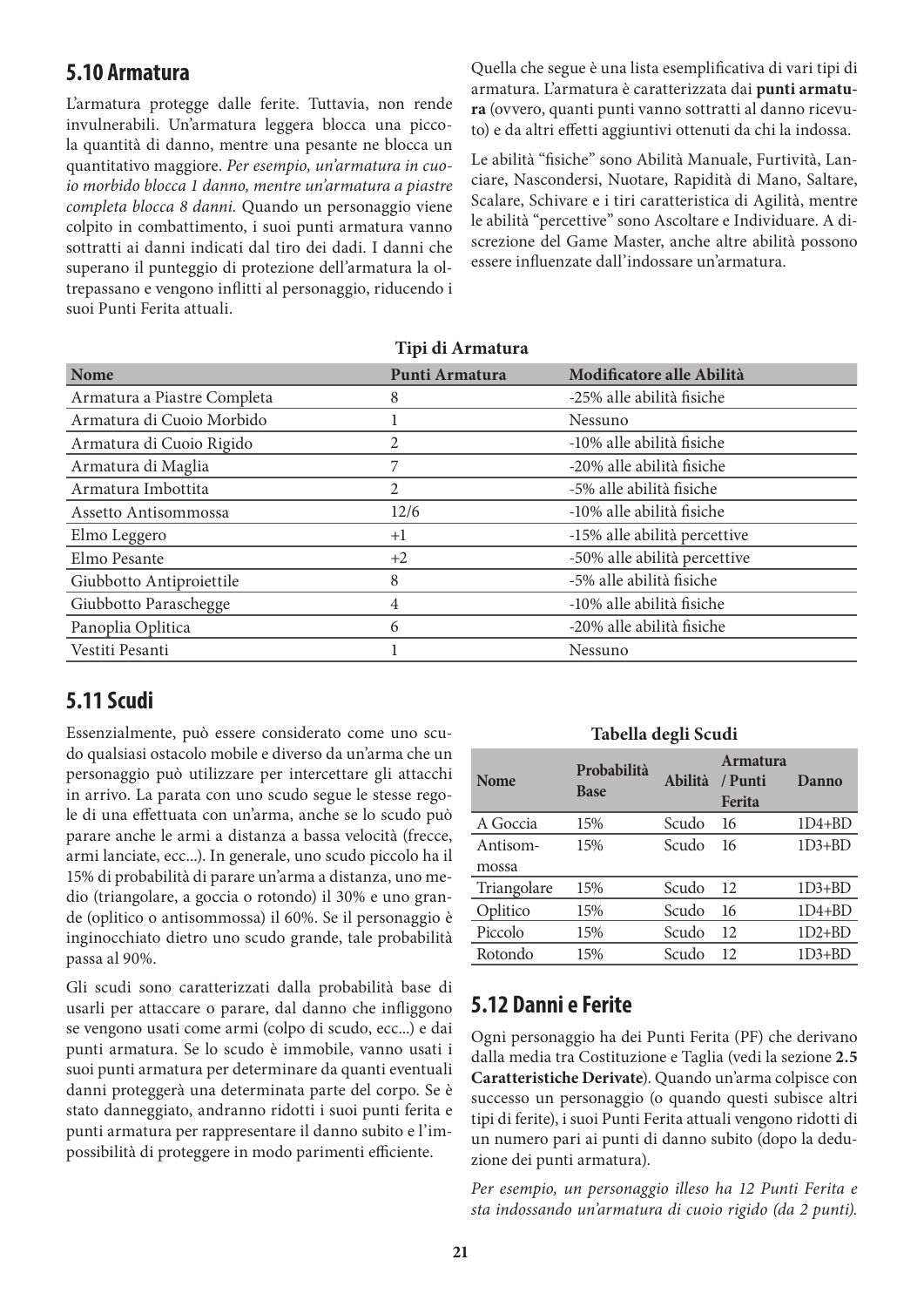## 5.10 Armatura

L'armatura protegge dalle ferite. Tuttavia, non rende invulnerabili. Un'armatura leggera blocca una piccola quantità di danno, mentre una pesante ne blocca un quantitativo maggiore. *Per esempio, un'armatura in cuoio morbido blocca 1 danno, mentre un'armatura a piastre completa blocca 8 danni.* Quando un personaggio viene colpito in combattimento, i suoi punti armatura vanno sottratti ai danni indicati dal tiro dei dadi. I danni che superano il punteggio di protezione dell'armatura la oltrepassano e vengono inflitti al personaggio, riducendo i suoi Punti Ferita attuali.

Quella che segue è una lista esemplificativa di vari tipi di armatura. L'armatura è caratterizzata dai **punti armatura** (ovvero, quanti punti vanno sottratti al danno ricevuto) e da altri effetti aggiuntivi ottenuti da chi la indossa.

Le abilità "fisiche" sono Abilità Manuale, Furtività, Lanciare, Nascondersi, Nuotare, Rapidità di Mano, Saltare, Scalare, Schivare e i tiri caratteristica di Agilità, mentre le abilità "percettive" sono Ascoltare e Individuare. A discrezione del Game Master, anche altre abilità possono essere influenzate dall'indossare un'armatura.

**Tipi di Armatura**

| Nome | Punti Armatura | Modificatore alle Abilità |
|---|---|---|
| Armatura a Piastre Completa | 8 | -25% alle abilità fisiche |
| Armatura di Cuoio Morbido | 1 | Nessuno |
| Armatura di Cuoio Rigido | 2 | -10% alle abilità fisiche |
| Armatura di Maglia | 7 | -20% alle abilità fisiche |
| Armatura Imbottita | 2 | -5% alle abilità fisiche |
| Assetto Antisommossa | 12/6 | -10% alle abilità fisiche |
| Elmo Leggero | +1 | -15% alle abilità percettive |
| Elmo Pesante | +2 | -50% alle abilità percettive |
| Giubbotto Antiproiettile | 8 | -5% alle abilità fisiche |
| Giubbotto Paraschegge | 4 | -10% alle abilità fisiche |
| Panoplia Oplitica | 6 | -20% alle abilità fisiche |
| Vestiti Pesanti | 1 | Nessuno |

## 5.11 Scudi

Essenzialmente, può essere considerato come uno scudo qualsiasi ostacolo mobile e diverso da un'arma che un personaggio può utilizzare per intercettare gli attacchi in arrivo. La parata con uno scudo segue le stesse regole di una effettuata con un'arma, anche se lo scudo può parare anche le armi a distanza a bassa velocità (frecce, armi lanciate, ecc...). In generale, uno scudo piccolo ha il 15% di probabilità di parare un'arma a distanza, uno medio (triangolare, a goccia o rotondo) il 30% e uno grande (oplitico o antisommossa) il 60%. Se il personaggio è inginocchiato dietro uno scudo grande, tale probabilità passa al 90%.

Gli scudi sono caratterizzati dalla probabilità base di usarli per attaccare o parare, dal danno che infliggono se vengono usati come armi (colpo di scudo, ecc...) e dai punti armatura. Se lo scudo è immobile, vanno usati i suoi punti armatura per determinare da quanti eventuali danni proteggerà una determinata parte del corpo. Se è stato danneggiato, andranno ridotti i suoi punti ferita e punti armatura per rappresentare il danno subito e l'impossibilità di proteggere in modo parimenti efficiente.

**Tabella degli Scudi**

| Nome | Probabilità Base | Abilità | Armatura / Punti Ferita | Danno |
|---|---|---|---|---|
| A Goccia | 15% | Scudo | 16 | 1D4+BD |
| Antisommossa | 15% | Scudo | 16 | 1D3+BD |
| Triangolare | 15% | Scudo | 12 | 1D3+BD |
| Oplitico | 15% | Scudo | 16 | 1D4+BD |
| Piccolo | 15% | Scudo | 12 | 1D2+BD |
| Rotondo | 15% | Scudo | 12 | 1D3+BD |

## 5.12 Danni e Ferite

Ogni personaggio ha dei Punti Ferita (PF) che derivano dalla media tra Costituzione e Taglia (vedi la sezione **2.5 Caratteristiche Derivate**). Quando un'arma colpisce con successo un personaggio (o quando questi subisce altri tipi di ferite), i suoi Punti Ferita attuali vengono ridotti di un numero pari ai punti di danno subito (dopo la deduzione dei punti armatura).

*Per esempio, un personaggio illeso ha 12 Punti Ferita e sta indossando un'armatura di cuoio rigido (da 2 punti).*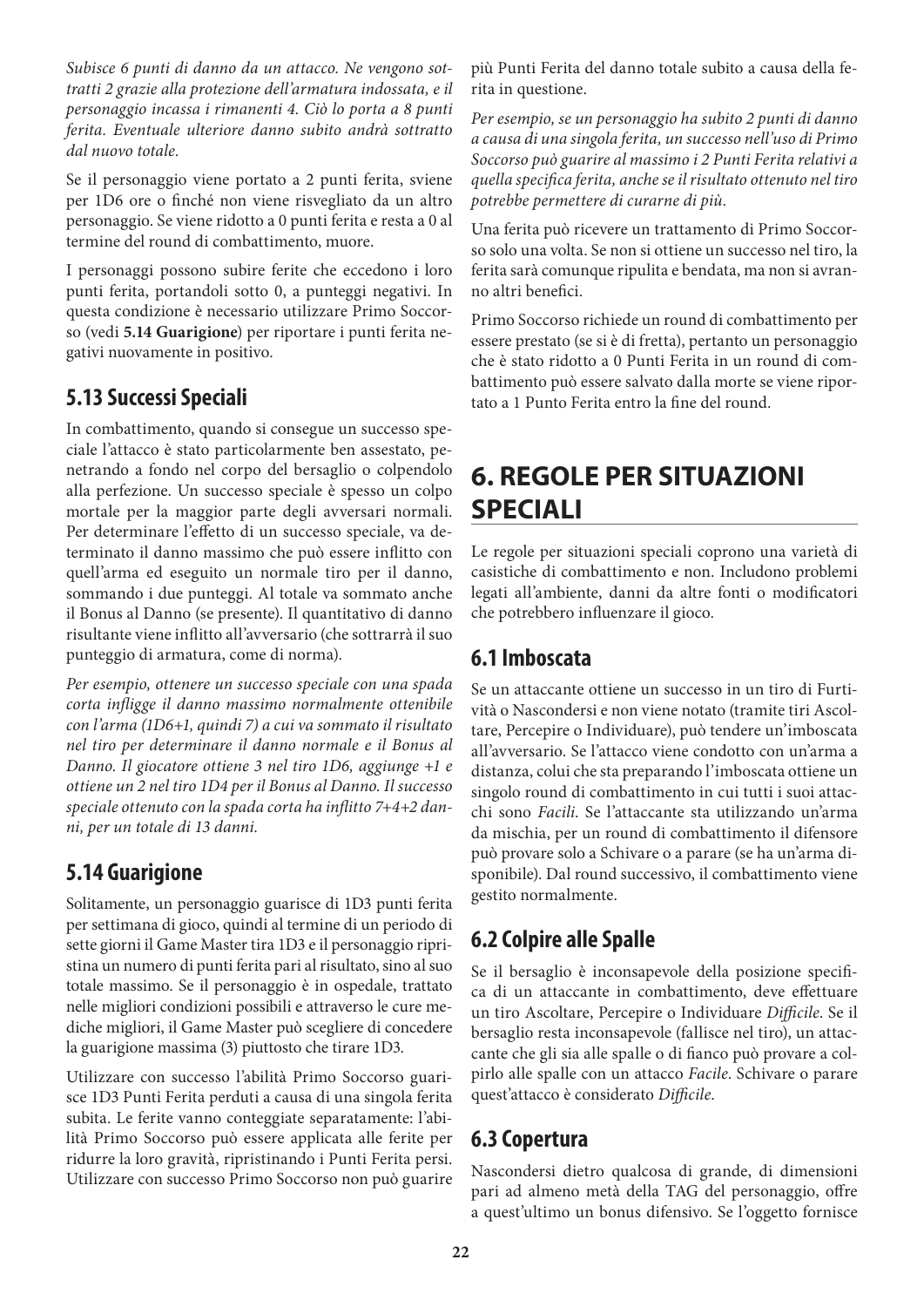*Subisce 6 punti di danno da un attacco. Ne vengono sottratti 2 grazie alla protezione dell'armatura indossata, e il personaggio incassa i rimanenti 4. Ciò lo porta a 8 punti ferita. Eventuale ulteriore danno subito andrà sottratto dal nuovo totale.*

Se il personaggio viene portato a 2 punti ferita, sviene per 1D6 ore o finché non viene risvegliato da un altro personaggio. Se viene ridotto a 0 punti ferita e resta a 0 al termine del round di combattimento, muore.

I personaggi possono subire ferite che eccedono i loro punti ferita, portandoli sotto 0, a punteggi negativi. In questa condizione è necessario utilizzare Primo Soccorso (vedi **5.14 Guarigione**) per riportare i punti ferita negativi nuovamente in positivo.

## 5.13 Successi Speciali

In combattimento, quando si consegue un successo speciale l'attacco è stato particolarmente ben assestato, penetrando a fondo nel corpo del bersaglio o colpendolo alla perfezione. Un successo speciale è spesso un colpo mortale per la maggior parte degli avversari normali. Per determinare l'effetto di un successo speciale, va determinato il danno massimo che può essere inflitto con quell'arma ed eseguito un normale tiro per il danno, sommando i due punteggi. Al totale va sommato anche il Bonus al Danno (se presente). Il quantitativo di danno risultante viene inflitto all'avversario (che sottrarrà il suo punteggio di armatura, come di norma).

*Per esempio, ottenere un successo speciale con una spada corta infligge il danno massimo normalmente ottenibile con l'arma (1D6+1, quindi 7) a cui va sommato il risultato nel tiro per determinare il danno normale e il Bonus al Danno. Il giocatore ottiene 3 nel tiro 1D6, aggiunge +1 e ottiene un 2 nel tiro 1D4 per il Bonus al Danno. Il successo speciale ottenuto con la spada corta ha inflitto 7+4+2 danni, per un totale di 13 danni.*

## 5.14 Guarigione

Solitamente, un personaggio guarisce di 1D3 punti ferita per settimana di gioco, quindi al termine di un periodo di sette giorni il Game Master tira 1D3 e il personaggio ripristina un numero di punti ferita pari al risultato, sino al suo totale massimo. Se il personaggio è in ospedale, trattato nelle migliori condizioni possibili e attraverso le cure mediche migliori, il Game Master può scegliere di concedere la guarigione massima (3) piuttosto che tirare 1D3.

Utilizzare con successo l'abilità Primo Soccorso guarisce 1D3 Punti Ferita perduti a causa di una singola ferita subita. Le ferite vanno conteggiate separatamente: l'abilità Primo Soccorso può essere applicata alle ferite per ridurre la loro gravità, ripristinando i Punti Ferita persi. Utilizzare con successo Primo Soccorso non può guarire più Punti Ferita del danno totale subito a causa della ferita in questione.

*Per esempio, se un personaggio ha subito 2 punti di danno a causa di una singola ferita, un successo nell'uso di Primo Soccorso può guarire al massimo i 2 Punti Ferita relativi a quella specifica ferita, anche se il risultato ottenuto nel tiro potrebbe permettere di curarne di più.*

Una ferita può ricevere un trattamento di Primo Soccorso solo una volta. Se non si ottiene un successo nel tiro, la ferita sarà comunque ripulita e bendata, ma non si avranno altri benefici.

Primo Soccorso richiede un round di combattimento per essere prestato (se si è di fretta), pertanto un personaggio che è stato ridotto a 0 Punti Ferita in un round di combattimento può essere salvato dalla morte se viene riportato a 1 Punto Ferita entro la fine del round.

# 6. REGOLE PER SITUAZIONI SPECIALI

Le regole per situazioni speciali coprono una varietà di casistiche di combattimento e non. Includono problemi legati all'ambiente, danni da altre fonti o modificatori che potrebbero influenzare il gioco.

## 6.1 Imboscata

Se un attaccante ottiene un successo in un tiro di Furtività o Nascondersi e non viene notato (tramite tiri Ascoltare, Percepire o Individuare), può tendere un'imboscata all'avversario. Se l'attacco viene condotto con un'arma a distanza, colui che sta preparando l'imboscata ottiene un singolo round di combattimento in cui tutti i suoi attacchi sono *Facili*. Se l'attaccante sta utilizzando un'arma da mischia, per un round di combattimento il difensore può provare solo a Schivare o a parare (se ha un'arma disponibile). Dal round successivo, il combattimento viene gestito normalmente.

## 6.2 Colpire alle Spalle

Se il bersaglio è inconsapevole della posizione specifica di un attaccante in combattimento, deve effettuare un tiro Ascoltare, Percepire o Individuare *Difficile*. Se il bersaglio resta inconsapevole (fallisce nel tiro), un attaccante che gli sia alle spalle o di fianco può provare a colpirlo alle spalle con un attacco *Facile*. Schivare o parare quest'attacco è considerato *Difficile*.

## 6.3 Copertura

Nascondersi dietro qualcosa di grande, di dimensioni pari ad almeno metà della TAG del personaggio, offre a quest'ultimo un bonus difensivo. Se l'oggetto fornisce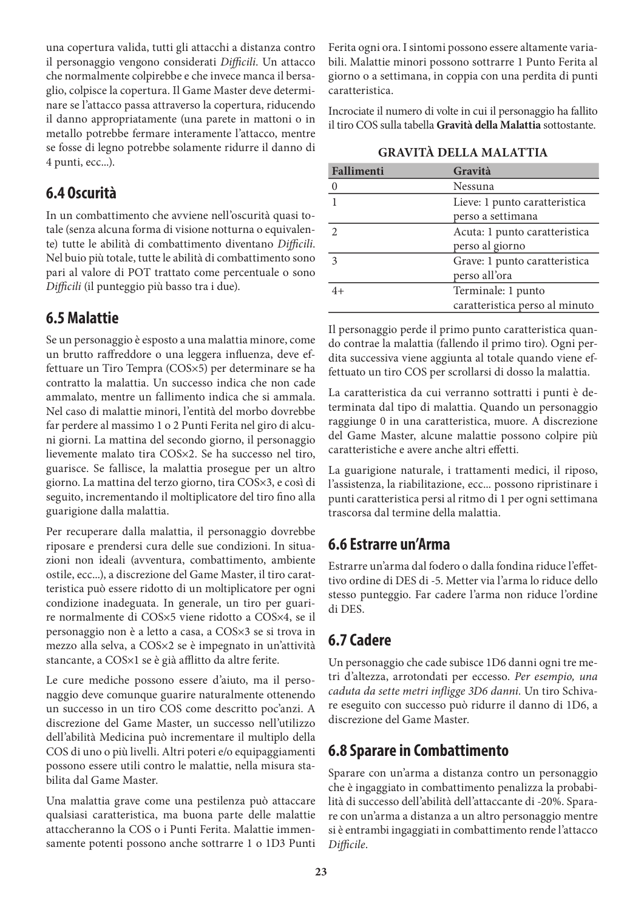una copertura valida, tutti gli attacchi a distanza contro il personaggio vengono considerati *Difficili*. Un attacco che normalmente colpirebbe e che invece manca il bersaglio, colpisce la copertura. Il Game Master deve determinare se l'attacco passa attraverso la copertura, riducendo il danno appropriatamente (una parete in mattoni o in metallo potrebbe fermare interamente l'attacco, mentre se fosse di legno potrebbe solamente ridurre il danno di 4 punti, ecc...).

## 6.4 Oscurità

In un combattimento che avviene nell'oscurità quasi totale (senza alcuna forma di visione notturna o equivalente) tutte le abilità di combattimento diventano *Difficili*. Nel buio più totale, tutte le abilità di combattimento sono pari al valore di POT trattato come percentuale o sono *Difficili* (il punteggio più basso tra i due).

## 6.5 Malattie

Se un personaggio è esposto a una malattia minore, come un brutto raffreddore o una leggera influenza, deve effettuare un Tiro Tempra (COS×5) per determinare se ha contratto la malattia. Un successo indica che non cade ammalato, mentre un fallimento indica che si ammala. Nel caso di malattie minori, l'entità del morbo dovrebbe far perdere al massimo 1 o 2 Punti Ferita nel giro di alcuni giorni. La mattina del secondo giorno, il personaggio lievemente malato tira COS×2. Se ha successo nel tiro, guarisce. Se fallisce, la malattia prosegue per un altro giorno. La mattina del terzo giorno, tira COS×3, e così di seguito, incrementando il moltiplicatore del tiro fino alla guarigione dalla malattia.

Per recuperare dalla malattia, il personaggio dovrebbe riposare e prendersi cura delle sue condizioni. In situazioni non ideali (avventura, combattimento, ambiente ostile, ecc...), a discrezione del Game Master, il tiro caratteristica può essere ridotto di un moltiplicatore per ogni condizione inadeguata. In generale, un tiro per guarire normalmente di COS×5 viene ridotto a COS×4, se il personaggio non è a letto a casa, a COS×3 se si trova in mezzo alla selva, a COS×2 se è impegnato in un'attività stancante, a COS×1 se è già afflitto da altre ferite.

Le cure mediche possono essere d'aiuto, ma il personaggio deve comunque guarire naturalmente ottenendo un successo in un tiro COS come descritto poc'anzi. A discrezione del Game Master, un successo nell'utilizzo dell'abilità Medicina può incrementare il multiplo della COS di uno o più livelli. Altri poteri e/o equipaggiamenti possono essere utili contro le malattie, nella misura stabilita dal Game Master.

Una malattia grave come una pestilenza può attaccare qualsiasi caratteristica, ma buona parte delle malattie attaccheranno la COS o i Punti Ferita. Malattie immensamente potenti possono anche sottrarre 1 o 1D3 Punti Ferita ogni ora. I sintomi possono essere altamente variabili. Malattie minori possono sottrarre 1 Punto Ferita al giorno o a settimana, in coppia con una perdita di punti caratteristica.

Incrociate il numero di volte in cui il personaggio ha fallito il tiro COS sulla tabella **Gravità della Malattia** sottostante.

**GRAVITÀ DELLA MALATTIA**

| Fallimenti | Gravità |
|---|---|
| 0 | Nessuna |
| 1 | Lieve: 1 punto caratteristica perso a settimana |
| 2 | Acuta: 1 punto caratteristica perso al giorno |
| 3 | Grave: 1 punto caratteristica perso all'ora |
| 4+ | Terminale: 1 punto caratteristica perso al minuto |

Il personaggio perde il primo punto caratteristica quando contrae la malattia (fallendo il primo tiro). Ogni perdita successiva viene aggiunta al totale quando viene effettuato un tiro COS per scrollarsi di dosso la malattia.

La caratteristica da cui verranno sottratti i punti è determinata dal tipo di malattia. Quando un personaggio raggiunge 0 in una caratteristica, muore. A discrezione del Game Master, alcune malattie possono colpire più caratteristiche e avere anche altri effetti.

La guarigione naturale, i trattamenti medici, il riposo, l'assistenza, la riabilitazione, ecc... possono ripristinare i punti caratteristica persi al ritmo di 1 per ogni settimana trascorsa dal termine della malattia.

## 6.6 Estrarre un'Arma

Estrarre un'arma dal fodero o dalla fondina riduce l'effettivo ordine di DES di -5. Metter via l'arma lo riduce dello stesso punteggio. Far cadere l'arma non riduce l'ordine di DES.

## 6.7 Cadere

Un personaggio che cade subisce 1D6 danni ogni tre metri d'altezza, arrotondati per eccesso. *Per esempio, una caduta da sette metri infligge 3D6 danni*. Un tiro Schivare eseguito con successo può ridurre il danno di 1D6, a discrezione del Game Master.

## 6.8 Sparare in Combattimento

Sparare con un'arma a distanza contro un personaggio che è ingaggiato in combattimento penalizza la probabilità di successo dell'abilità dell'attaccante di -20%. Sparare con un'arma a distanza a un altro personaggio mentre si è entrambi ingaggiati in combattimento rende l'attacco *Difficile*.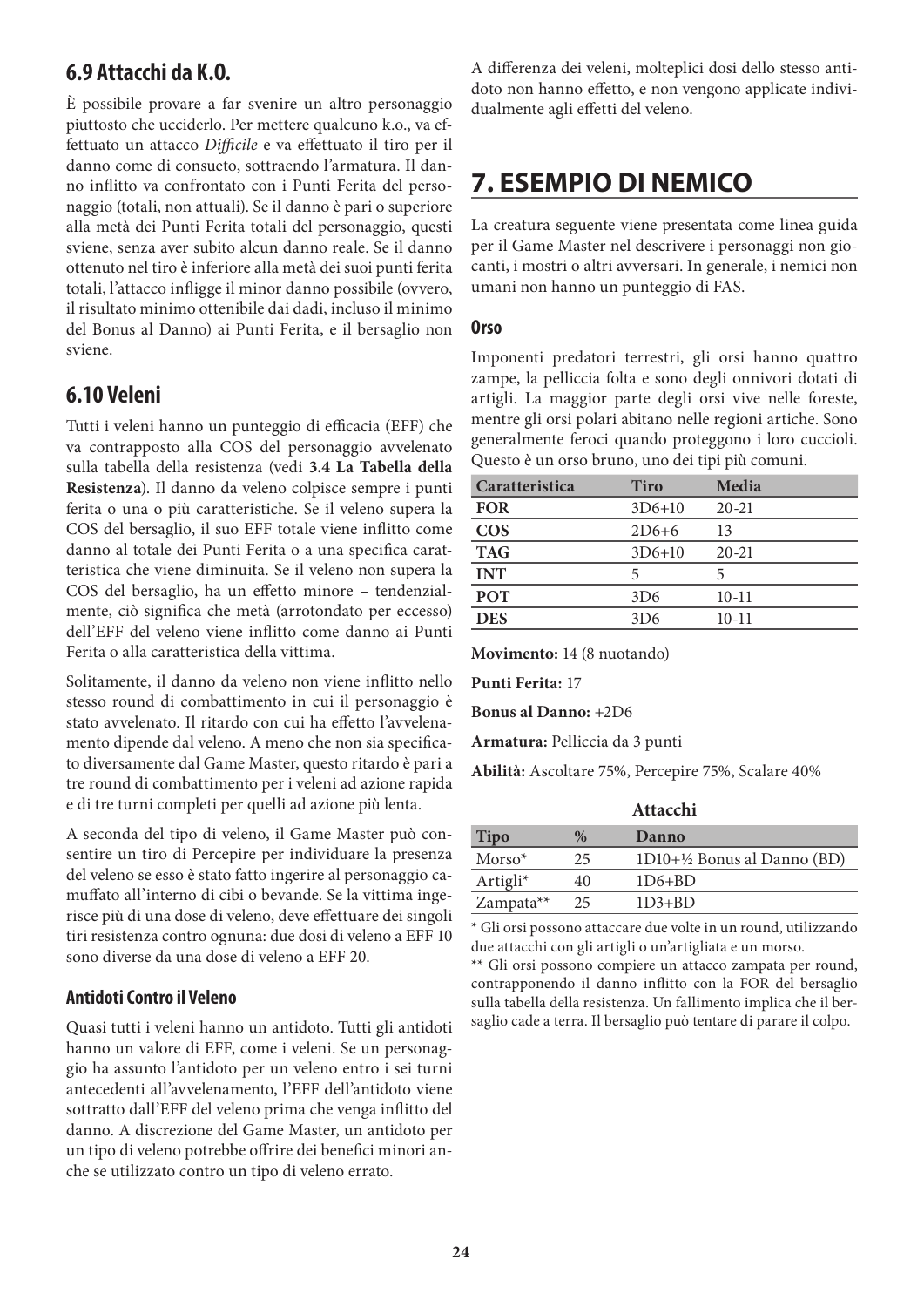## 6.9 Attacchi da K.O.

È possibile provare a far svenire un altro personaggio piuttosto che ucciderlo. Per mettere qualcuno k.o., va effettuato un attacco *Difficile* e va effettuato il tiro per il danno come di consueto, sottraendo l'armatura. Il danno inflitto va confrontato con i Punti Ferita del personaggio (totali, non attuali). Se il danno è pari o superiore alla metà dei Punti Ferita totali del personaggio, questi sviene, senza aver subito alcun danno reale. Se il danno ottenuto nel tiro è inferiore alla metà dei suoi punti ferita totali, l'attacco infligge il minor danno possibile (ovvero, il risultato minimo ottenibile dai dadi, incluso il minimo del Bonus al Danno) ai Punti Ferita, e il bersaglio non sviene.

## 6.10 Veleni

Tutti i veleni hanno un punteggio di efficacia (EFF) che va contrapposto alla COS del personaggio avvelenato sulla tabella della resistenza (vedi **3.4 La Tabella della Resistenza**). Il danno da veleno colpisce sempre i punti ferita o una o più caratteristiche. Se il veleno supera la COS del bersaglio, il suo EFF totale viene inflitto come danno al totale dei Punti Ferita o a una specifica caratteristica che viene diminuita. Se il veleno non supera la COS del bersaglio, ha un effetto minore – tendenzialmente, ciò significa che metà (arrotondato per eccesso) dell'EFF del veleno viene inflitto come danno ai Punti Ferita o alla caratteristica della vittima.

Solitamente, il danno da veleno non viene inflitto nello stesso round di combattimento in cui il personaggio è stato avvelenato. Il ritardo con cui ha effetto l'avvelenamento dipende dal veleno. A meno che non sia specificato diversamente dal Game Master, questo ritardo è pari a tre round di combattimento per i veleni ad azione rapida e di tre turni completi per quelli ad azione più lenta.

A seconda del tipo di veleno, il Game Master può consentire un tiro di Percepire per individuare la presenza del veleno se esso è stato fatto ingerire al personaggio camuffato all'interno di cibi o bevande. Se la vittima ingerisce più di una dose di veleno, deve effettuare dei singoli tiri resistenza contro ognuna: due dosi di veleno a EFF 10 sono diverse da una dose di veleno a EFF 20.

### Antidoti Contro il Veleno

Quasi tutti i veleni hanno un antidoto. Tutti gli antidoti hanno un valore di EFF, come i veleni. Se un personaggio ha assunto l'antidoto per un veleno entro i sei turni antecedenti all'avvelenamento, l'EFF dell'antidoto viene sottratto dall'EFF del veleno prima che venga inflitto del danno. A discrezione del Game Master, un antidoto per un tipo di veleno potrebbe offrire dei benefici minori anche se utilizzato contro un tipo di veleno errato.

A differenza dei veleni, molteplici dosi dello stesso antidoto non hanno effetto, e non vengono applicate individualmente agli effetti del veleno.

# 7. ESEMPIO DI NEMICO

La creatura seguente viene presentata come linea guida per il Game Master nel descrivere i personaggi non giocanti, i mostri o altri avversari. In generale, i nemici non umani non hanno un punteggio di FAS.

### Orso

Imponenti predatori terrestri, gli orsi hanno quattro zampe, la pelliccia folta e sono degli onnivori dotati di artigli. La maggior parte degli orsi vive nelle foreste, mentre gli orsi polari abitano nelle regioni artiche. Sono generalmente feroci quando proteggono i loro cuccioli. Questo è un orso bruno, uno dei tipi più comuni.

| Caratteristica | Tiro | Media |
|---|---|---|
| **FOR** | 3D6+10 | 20-21 |
| **COS** | 2D6+6 | 13 |
| **TAG** | 3D6+10 | 20-21 |
| **INT** | 5 | 5 |
| **POT** | 3D6 | 10-11 |
| **DES** | 3D6 | 10-11 |

**Movimento:** 14 (8 nuotando)

**Punti Ferita:** 17

**Bonus al Danno:** +2D6

**Armatura:** Pelliccia da 3 punti

**Abilità:** Ascoltare 75%, Percepire 75%, Scalare 40%

**Attacchi**

| Tipo | % | Danno |
|---|---|---|
| Morso* | 25 | 1D10+½ Bonus al Danno (BD) |
| Artigli* | 40 | 1D6+BD |
| Zampata** | 25 | 1D3+BD |

* Gli orsi possono attaccare due volte in un round, utilizzando due attacchi con gli artigli o un'artigliata e un morso.

** Gli orsi possono compiere un attacco zampata per round, contrapponendo il danno inflitto con la FOR del bersaglio sulla tabella della resistenza. Un fallimento implica che il bersaglio cade a terra. Il bersaglio può tentare di parare il colpo.